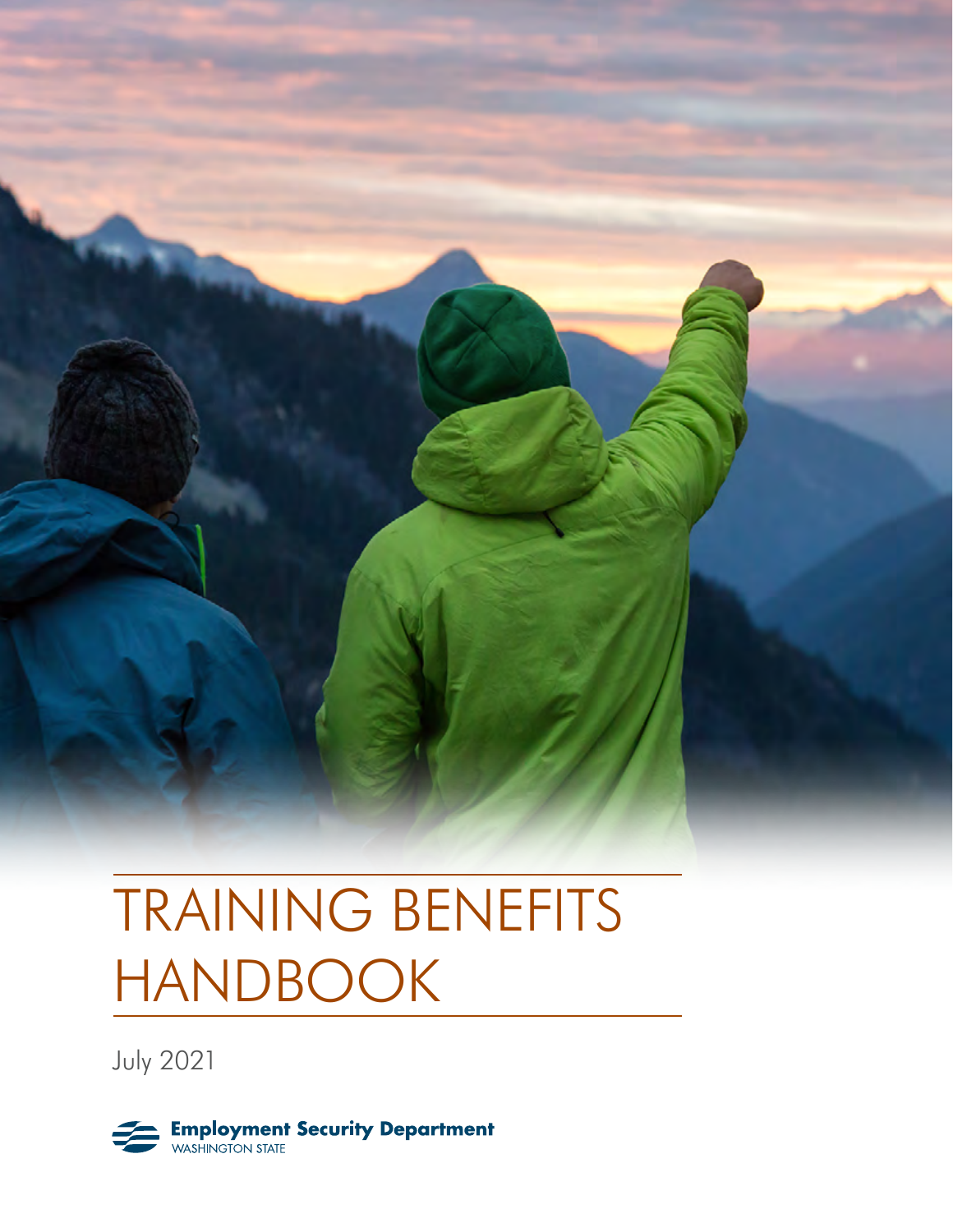# TRAINING BENEFITS HANDBOOK

July 2021

Employment Security Department
WASHINGTON STATE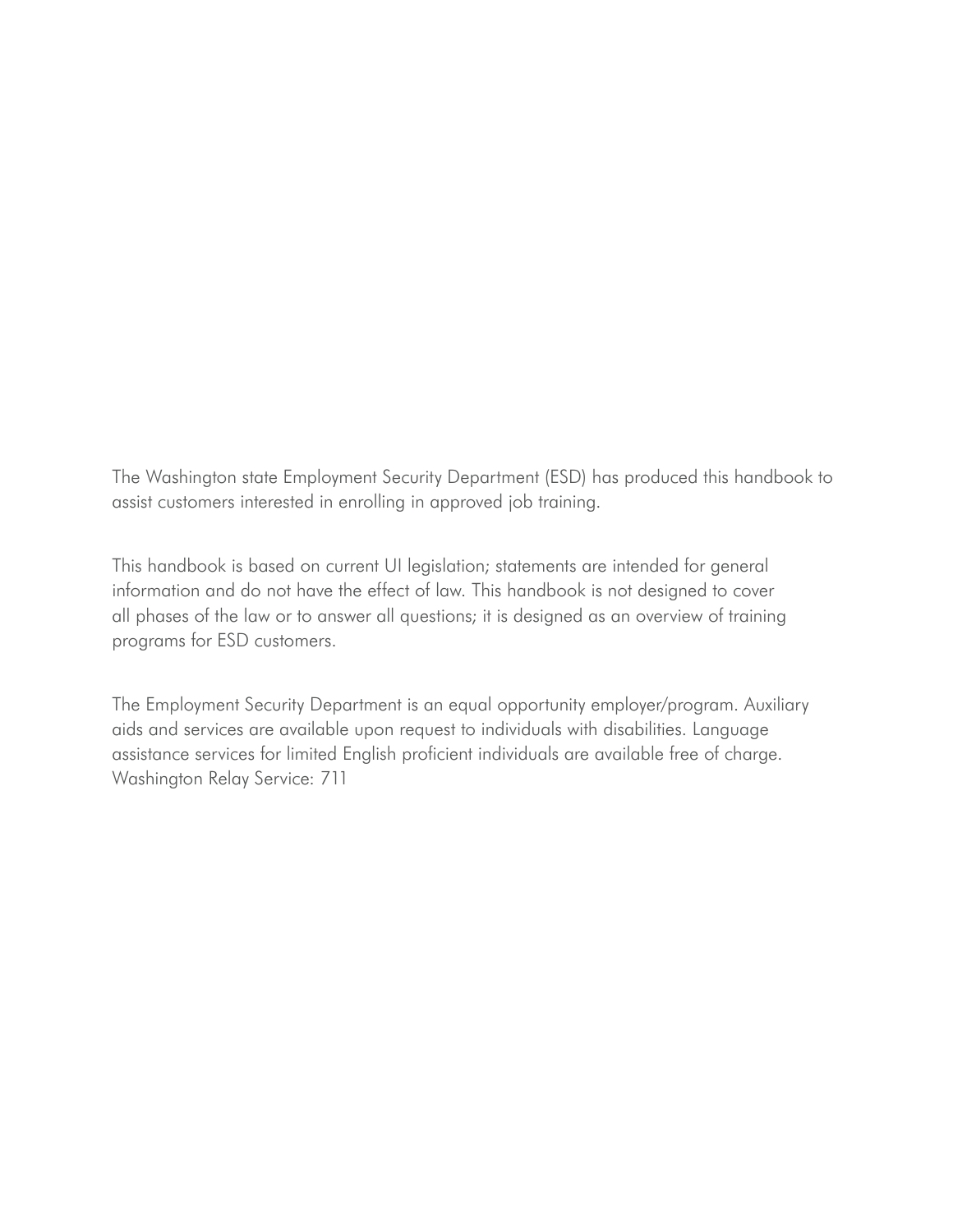The Washington state Employment Security Department (ESD) has produced this handbook to assist customers interested in enrolling in approved job training.

This handbook is based on current UI legislation; statements are intended for general information and do not have the effect of law. This handbook is not designed to cover all phases of the law or to answer all questions; it is designed as an overview of training programs for ESD customers.

The Employment Security Department is an equal opportunity employer/program. Auxiliary aids and services are available upon request to individuals with disabilities. Language assistance services for limited English proficient individuals are available free of charge. Washington Relay Service: 711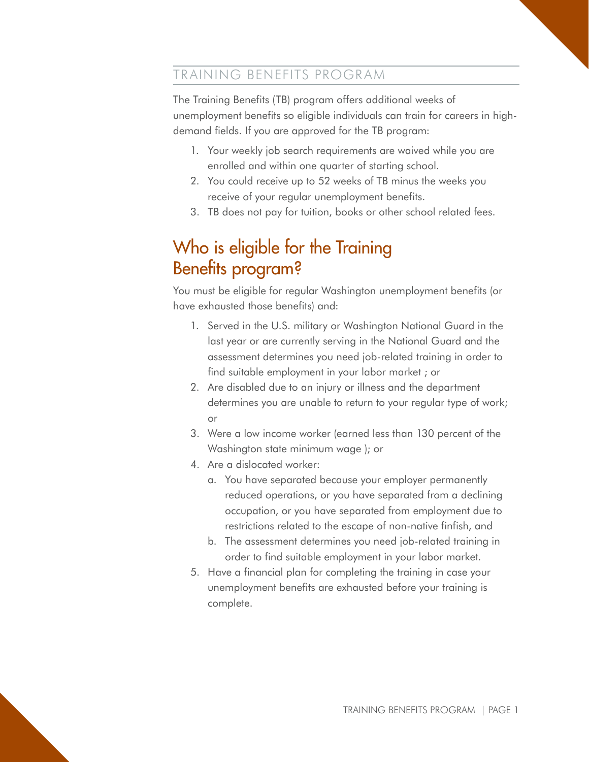## TRAINING BENEFITS PROGRAM

The Training Benefits (TB) program offers additional weeks of unemployment benefits so eligible individuals can train for careers in high-demand fields. If you are approved for the TB program:

1. Your weekly job search requirements are waived while you are enrolled and within one quarter of starting school.
2. You could receive up to 52 weeks of TB minus the weeks you receive of your regular unemployment benefits.
3. TB does not pay for tuition, books or other school related fees.

# Who is eligible for the Training Benefits program?

You must be eligible for regular Washington unemployment benefits (or have exhausted those benefits) and:

1. Served in the U.S. military or Washington National Guard in the last year or are currently serving in the National Guard and the assessment determines you need job-related training in order to find suitable employment in your labor market ; or
2. Are disabled due to an injury or illness and the department determines you are unable to return to your regular type of work; or
3. Were a low income worker (earned less than 130 percent of the Washington state minimum wage ); or
4. Are a dislocated worker:
   a. You have separated because your employer permanently reduced operations, or you have separated from a declining occupation, or you have separated from employment due to restrictions related to the escape of non-native finfish, and
   b. The assessment determines you need job-related training in order to find suitable employment in your labor market.
5. Have a financial plan for completing the training in case your unemployment benefits are exhausted before your training is complete.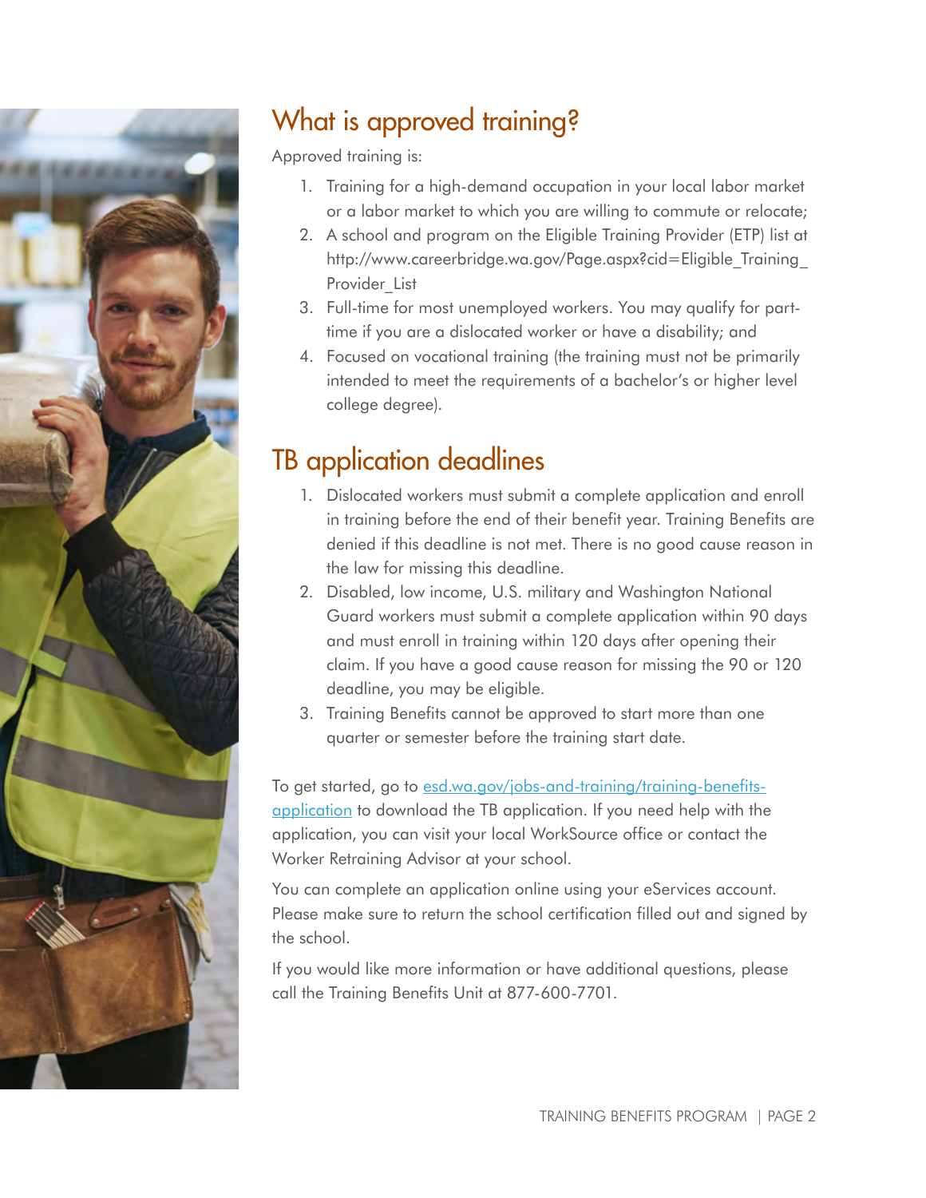## What is approved training?

Approved training is:

1. Training for a high-demand occupation in your local labor market or a labor market to which you are willing to commute or relocate;
2. A school and program on the Eligible Training Provider (ETP) list at http://www.careerbridge.wa.gov/Page.aspx?cid=Eligible_Training_Provider_List
3. Full-time for most unemployed workers. You may qualify for part-time if you are a dislocated worker or have a disability; and
4. Focused on vocational training (the training must not be primarily intended to meet the requirements of a bachelor's or higher level college degree).

## TB application deadlines

1. Dislocated workers must submit a complete application and enroll in training before the end of their benefit year. Training Benefits are denied if this deadline is not met. There is no good cause reason in the law for missing this deadline.
2. Disabled, low income, U.S. military and Washington National Guard workers must submit a complete application within 90 days and must enroll in training within 120 days after opening their claim. If you have a good cause reason for missing the 90 or 120 deadline, you may be eligible.
3. Training Benefits cannot be approved to start more than one quarter or semester before the training start date.

To get started, go to [esd.wa.gov/jobs-and-training/training-benefits-application](esd.wa.gov/jobs-and-training/training-benefits-application) to download the TB application. If you need help with the application, you can visit your local WorkSource office or contact the Worker Retraining Advisor at your school.

You can complete an application online using your eServices account. Please make sure to return the school certification filled out and signed by the school.

If you would like more information or have additional questions, please call the Training Benefits Unit at 877-600-7701.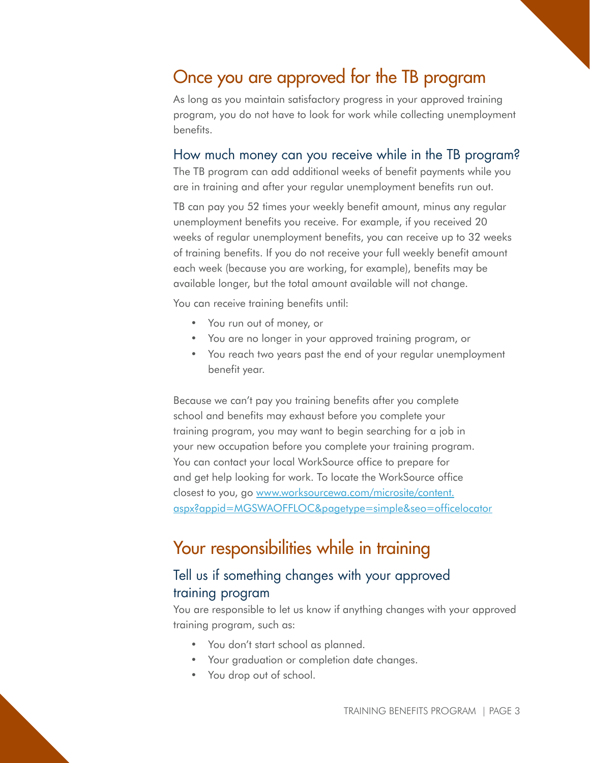## Once you are approved for the TB program

As long as you maintain satisfactory progress in your approved training program, you do not have to look for work while collecting unemployment benefits.

### How much money can you receive while in the TB program?

The TB program can add additional weeks of benefit payments while you are in training and after your regular unemployment benefits run out.

TB can pay you 52 times your weekly benefit amount, minus any regular unemployment benefits you receive. For example, if you received 20 weeks of regular unemployment benefits, you can receive up to 32 weeks of training benefits. If you do not receive your full weekly benefit amount each week (because you are working, for example), benefits may be available longer, but the total amount available will not change.

You can receive training benefits until:

- You run out of money, or
- You are no longer in your approved training program, or
- You reach two years past the end of your regular unemployment benefit year.

Because we can't pay you training benefits after you complete school and benefits may exhaust before you complete your training program, you may want to begin searching for a job in your new occupation before you complete your training program. You can contact your local WorkSource office to prepare for and get help looking for work. To locate the WorkSource office closest to you, go [www.worksourcewa.com/microsite/content.aspx?appid=MGSWAOFFLOC&pagetype=simple&seo=officelocator](www.worksourcewa.com/microsite/content.aspx?appid=MGSWAOFFLOC&pagetype=simple&seo=officelocator)

## Your responsibilities while in training

### Tell us if something changes with your approved training program

You are responsible to let us know if anything changes with your approved training program, such as:

- You don't start school as planned.
- Your graduation or completion date changes.
- You drop out of school.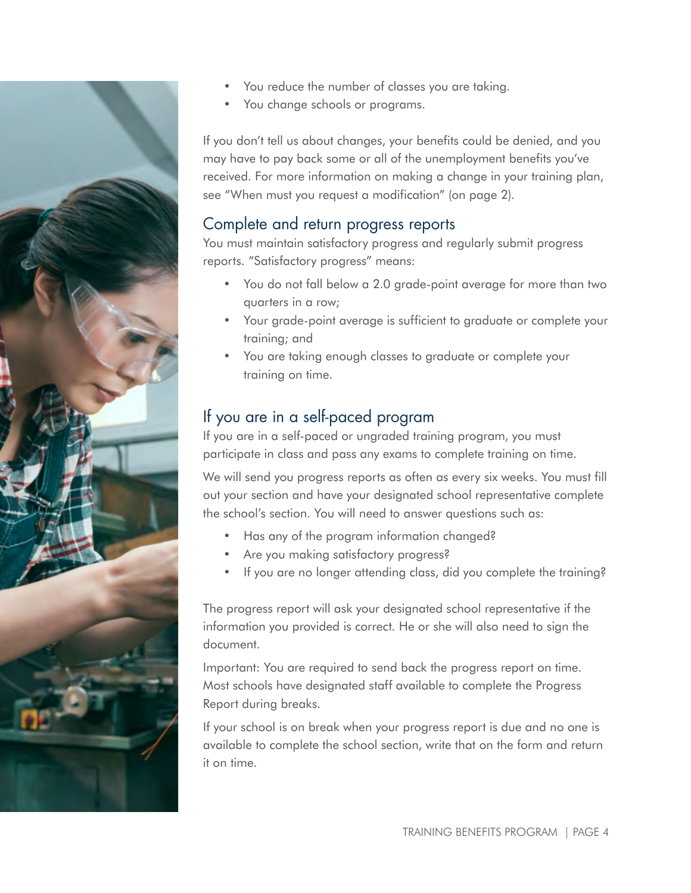- You reduce the number of classes you are taking.
- You change schools or programs.

If you don't tell us about changes, your benefits could be denied, and you may have to pay back some or all of the unemployment benefits you've received. For more information on making a change in your training plan, see "When must you request a modification" (on page 2).

## Complete and return progress reports

You must maintain satisfactory progress and regularly submit progress reports. "Satisfactory progress" means:

- You do not fall below a 2.0 grade-point average for more than two quarters in a row;
- Your grade-point average is sufficient to graduate or complete your training; and
- You are taking enough classes to graduate or complete your training on time.

## If you are in a self-paced program

If you are in a self-paced or ungraded training program, you must participate in class and pass any exams to complete training on time.

We will send you progress reports as often as every six weeks. You must fill out your section and have your designated school representative complete the school's section. You will need to answer questions such as:

- Has any of the program information changed?
- Are you making satisfactory progress?
- If you are no longer attending class, did you complete the training?

The progress report will ask your designated school representative if the information you provided is correct. He or she will also need to sign the document.

Important: You are required to send back the progress report on time. Most schools have designated staff available to complete the Progress Report during breaks.

If your school is on break when your progress report is due and no one is available to complete the school section, write that on the form and return it on time.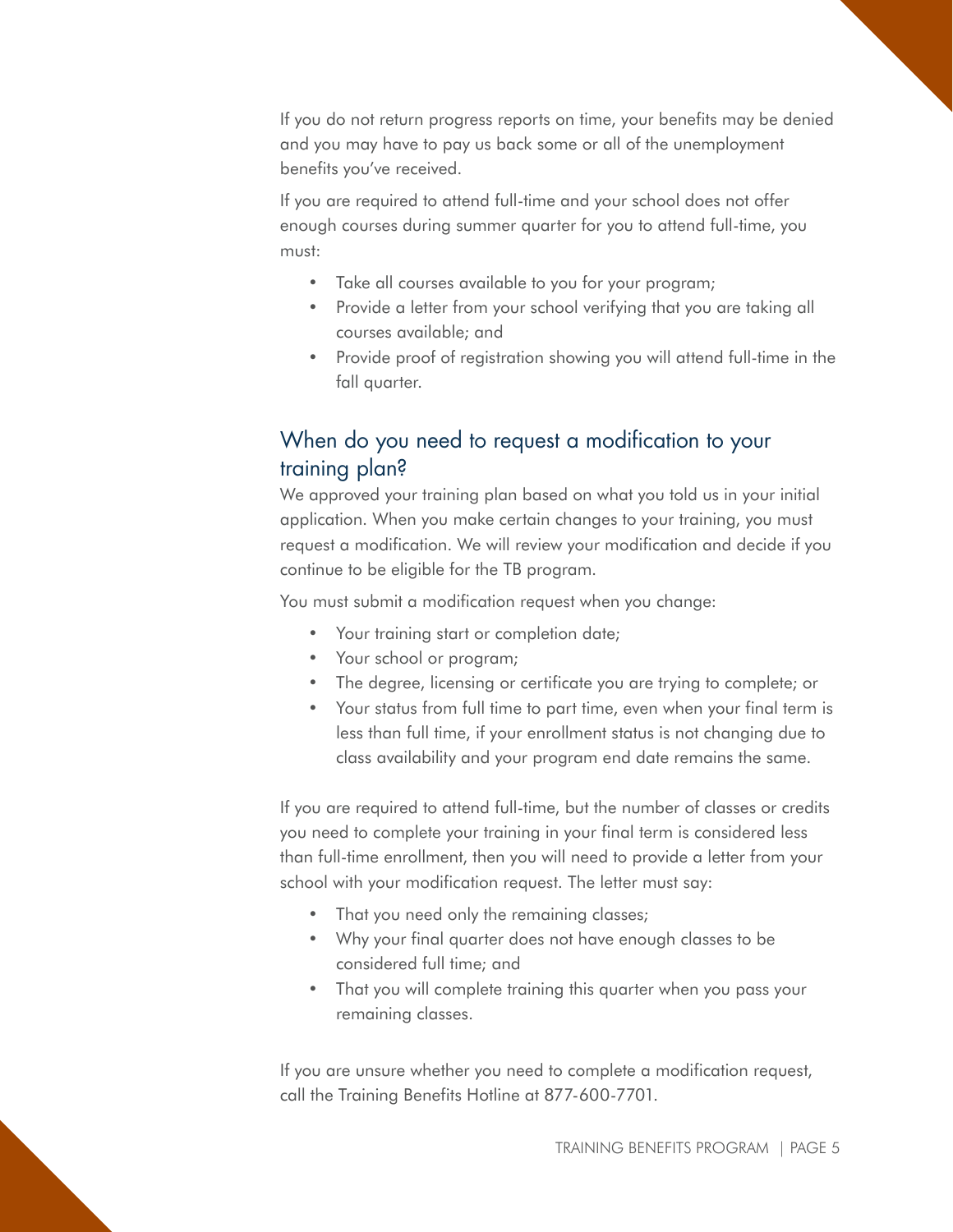If you do not return progress reports on time, your benefits may be denied and you may have to pay us back some or all of the unemployment benefits you've received.

If you are required to attend full-time and your school does not offer enough courses during summer quarter for you to attend full-time, you must:

- Take all courses available to you for your program;
- Provide a letter from your school verifying that you are taking all courses available; and
- Provide proof of registration showing you will attend full-time in the fall quarter.

## When do you need to request a modification to your training plan?

We approved your training plan based on what you told us in your initial application. When you make certain changes to your training, you must request a modification. We will review your modification and decide if you continue to be eligible for the TB program.

You must submit a modification request when you change:

- Your training start or completion date;
- Your school or program;
- The degree, licensing or certificate you are trying to complete; or
- Your status from full time to part time, even when your final term is less than full time, if your enrollment status is not changing due to class availability and your program end date remains the same.

If you are required to attend full-time, but the number of classes or credits you need to complete your training in your final term is considered less than full-time enrollment, then you will need to provide a letter from your school with your modification request. The letter must say:

- That you need only the remaining classes;
- Why your final quarter does not have enough classes to be considered full time; and
- That you will complete training this quarter when you pass your remaining classes.

If you are unsure whether you need to complete a modification request, call the Training Benefits Hotline at 877-600-7701.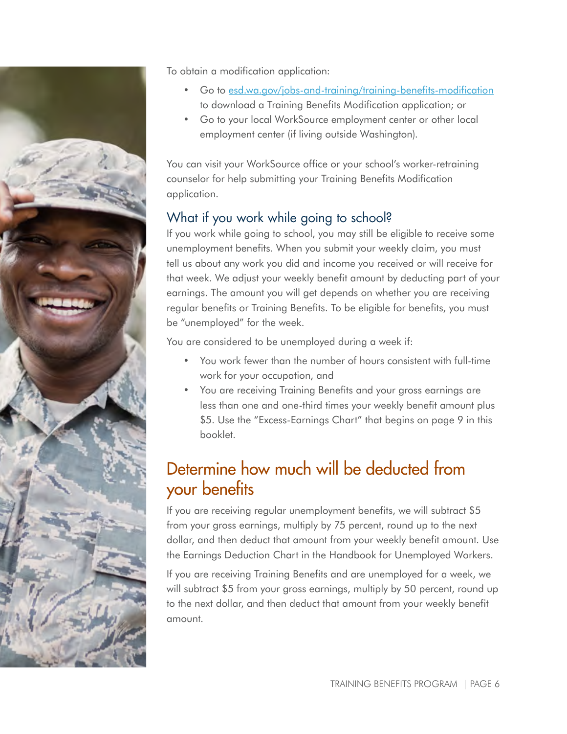To obtain a modification application:

- Go to [esd.wa.gov/jobs-and-training/training-benefits-modification](esd.wa.gov/jobs-and-training/training-benefits-modification) to download a Training Benefits Modification application; or
- Go to your local WorkSource employment center or other local employment center (if living outside Washington).

You can visit your WorkSource office or your school's worker-retraining counselor for help submitting your Training Benefits Modification application.

### What if you work while going to school?

If you work while going to school, you may still be eligible to receive some unemployment benefits. When you submit your weekly claim, you must tell us about any work you did and income you received or will receive for that week. We adjust your weekly benefit amount by deducting part of your earnings. The amount you will get depends on whether you are receiving regular benefits or Training Benefits. To be eligible for benefits, you must be "unemployed" for the week.

You are considered to be unemployed during a week if:

- You work fewer than the number of hours consistent with full-time work for your occupation, and
- You are receiving Training Benefits and your gross earnings are less than one and one-third times your weekly benefit amount plus $5. Use the "Excess-Earnings Chart" that begins on page 9 in this booklet.

## Determine how much will be deducted from your benefits

If you are receiving regular unemployment benefits, we will subtract $5 from your gross earnings, multiply by 75 percent, round up to the next dollar, and then deduct that amount from your weekly benefit amount. Use the Earnings Deduction Chart in the Handbook for Unemployed Workers.

If you are receiving Training Benefits and are unemployed for a week, we will subtract $5 from your gross earnings, multiply by 50 percent, round up to the next dollar, and then deduct that amount from your weekly benefit amount.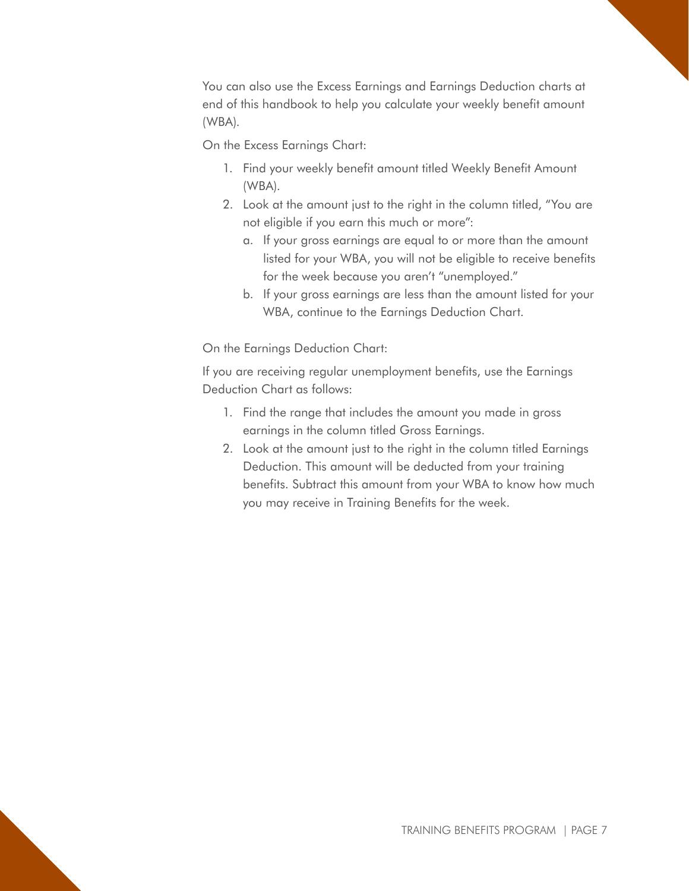You can also use the Excess Earnings and Earnings Deduction charts at end of this handbook to help you calculate your weekly benefit amount (WBA).

On the Excess Earnings Chart:

1. Find your weekly benefit amount titled Weekly Benefit Amount (WBA).
2. Look at the amount just to the right in the column titled, "You are not eligible if you earn this much or more":
   a. If your gross earnings are equal to or more than the amount listed for your WBA, you will not be eligible to receive benefits for the week because you aren't "unemployed."
   b. If your gross earnings are less than the amount listed for your WBA, continue to the Earnings Deduction Chart.

On the Earnings Deduction Chart:

If you are receiving regular unemployment benefits, use the Earnings Deduction Chart as follows:

1. Find the range that includes the amount you made in gross earnings in the column titled Gross Earnings.
2. Look at the amount just to the right in the column titled Earnings Deduction. This amount will be deducted from your training benefits. Subtract this amount from your WBA to know how much you may receive in Training Benefits for the week.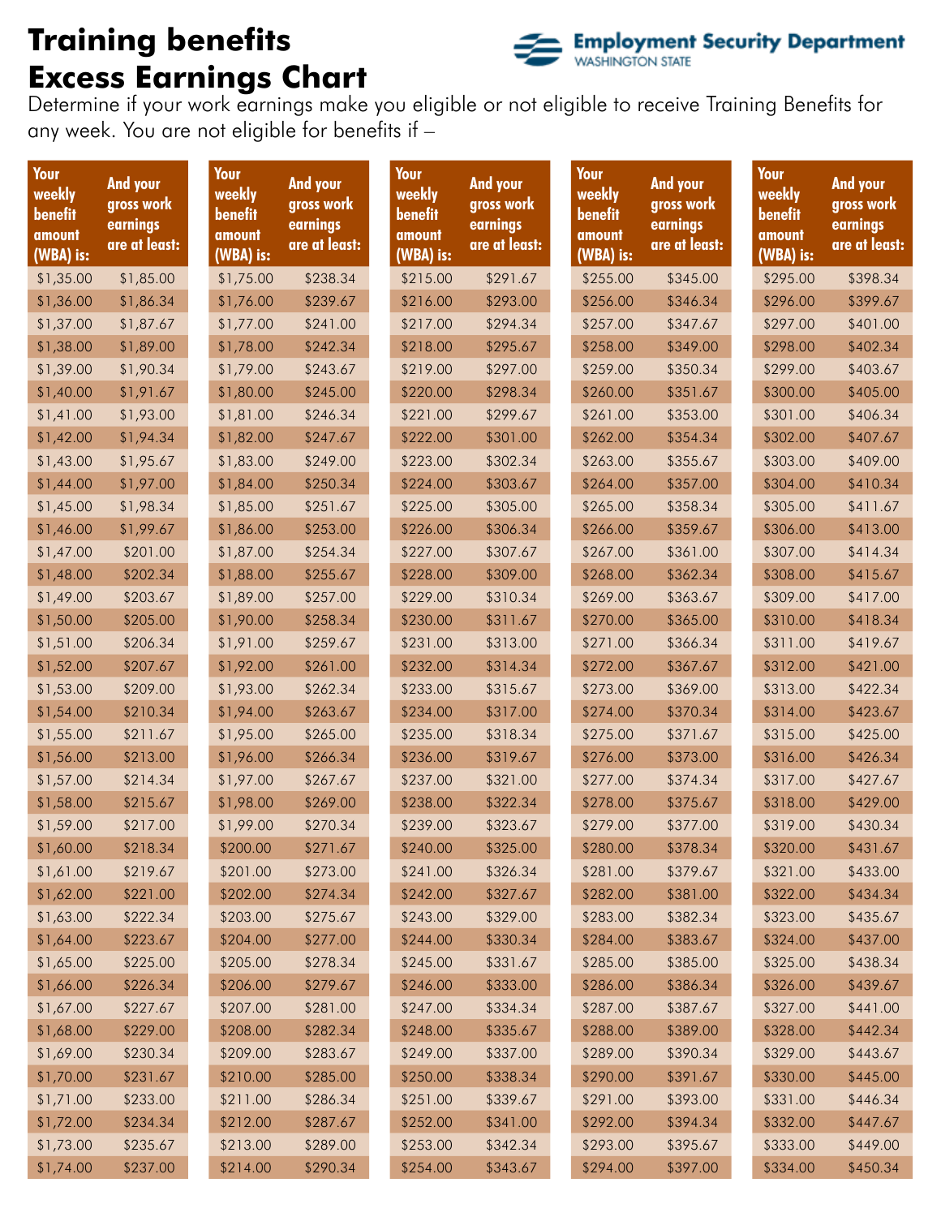# Training benefits Excess Earnings Chart

Employment Security Department
WASHINGTON STATE

Determine if your work earnings make you eligible or not eligible to receive Training Benefits for any week. You are not eligible for benefits if –

| Your weekly benefit amount (WBA) is: | And your gross work earnings are at least: | Your weekly benefit amount (WBA) is: | And your gross work earnings are at least: | Your weekly benefit amount (WBA) is: | And your gross work earnings are at least: | Your weekly benefit amount (WBA) is: | And your gross work earnings are at least: | Your weekly benefit amount (WBA) is: | And your gross work earnings are at least: |
|---|---|---|---|---|---|---|---|---|---|
| $1,35.00 | $1,85.00 | $1,75.00 | $238.34 | $215.00 | $291.67 | $255.00 | $345.00 | $295.00 | $398.34 |
| $1,36.00 | $1,86.34 | $1,76.00 | $239.67 | $216.00 | $293.00 | $256.00 | $346.34 | $296.00 | $399.67 |
| $1,37.00 | $1,87.67 | $1,77.00 | $241.00 | $217.00 | $294.34 | $257.00 | $347.67 | $297.00 | $401.00 |
| $1,38.00 | $1,89.00 | $1,78.00 | $242.34 | $218.00 | $295.67 | $258.00 | $349.00 | $298.00 | $402.34 |
| $1,39.00 | $1,90.34 | $1,79.00 | $243.67 | $219.00 | $297.00 | $259.00 | $350.34 | $299.00 | $403.67 |
| $1,40.00 | $1,91.67 | $1,80.00 | $245.00 | $220.00 | $298.34 | $260.00 | $351.67 | $300.00 | $405.00 |
| $1,41.00 | $1,93.00 | $1,81.00 | $246.34 | $221.00 | $299.67 | $261.00 | $353.00 | $301.00 | $406.34 |
| $1,42.00 | $1,94.34 | $1,82.00 | $247.67 | $222.00 | $301.00 | $262.00 | $354.34 | $302.00 | $407.67 |
| $1,43.00 | $1,95.67 | $1,83.00 | $249.00 | $223.00 | $302.34 | $263.00 | $355.67 | $303.00 | $409.00 |
| $1,44.00 | $1,97.00 | $1,84.00 | $250.34 | $224.00 | $303.67 | $264.00 | $357.00 | $304.00 | $410.34 |
| $1,45.00 | $1,98.34 | $1,85.00 | $251.67 | $225.00 | $305.00 | $265.00 | $358.34 | $305.00 | $411.67 |
| $1,46.00 | $1,99.67 | $1,86.00 | $253.00 | $226.00 | $306.34 | $266.00 | $359.67 | $306.00 | $413.00 |
| $1,47.00 | $201.00 | $1,87.00 | $254.34 | $227.00 | $307.67 | $267.00 | $361.00 | $307.00 | $414.34 |
| $1,48.00 | $202.34 | $1,88.00 | $255.67 | $228.00 | $309.00 | $268.00 | $362.34 | $308.00 | $415.67 |
| $1,49.00 | $203.67 | $1,89.00 | $257.00 | $229.00 | $310.34 | $269.00 | $363.67 | $309.00 | $417.00 |
| $1,50.00 | $205.00 | $1,90.00 | $258.34 | $230.00 | $311.67 | $270.00 | $365.00 | $310.00 | $418.34 |
| $1,51.00 | $206.34 | $1,91.00 | $259.67 | $231.00 | $313.00 | $271.00 | $366.34 | $311.00 | $419.67 |
| $1,52.00 | $207.67 | $1,92.00 | $261.00 | $232.00 | $314.34 | $272.00 | $367.67 | $312.00 | $421.00 |
| $1,53.00 | $209.00 | $1,93.00 | $262.34 | $233.00 | $315.67 | $273.00 | $369.00 | $313.00 | $422.34 |
| $1,54.00 | $210.34 | $1,94.00 | $263.67 | $234.00 | $317.00 | $274.00 | $370.34 | $314.00 | $423.67 |
| $1,55.00 | $211.67 | $1,95.00 | $265.00 | $235.00 | $318.34 | $275.00 | $371.67 | $315.00 | $425.00 |
| $1,56.00 | $213.00 | $1,96.00 | $266.34 | $236.00 | $319.67 | $276.00 | $373.00 | $316.00 | $426.34 |
| $1,57.00 | $214.34 | $1,97.00 | $267.67 | $237.00 | $321.00 | $277.00 | $374.34 | $317.00 | $427.67 |
| $1,58.00 | $215.67 | $1,98.00 | $269.00 | $238.00 | $322.34 | $278.00 | $375.67 | $318.00 | $429.00 |
| $1,59.00 | $217.00 | $1,99.00 | $270.34 | $239.00 | $323.67 | $279.00 | $377.00 | $319.00 | $430.34 |
| $1,60.00 | $218.34 | $200.00 | $271.67 | $240.00 | $325.00 | $280.00 | $378.34 | $320.00 | $431.67 |
| $1,61.00 | $219.67 | $201.00 | $273.00 | $241.00 | $326.34 | $281.00 | $379.67 | $321.00 | $433.00 |
| $1,62.00 | $221.00 | $202.00 | $274.34 | $242.00 | $327.67 | $282.00 | $381.00 | $322.00 | $434.34 |
| $1,63.00 | $222.34 | $203.00 | $275.67 | $243.00 | $329.00 | $283.00 | $382.34 | $323.00 | $435.67 |
| $1,64.00 | $223.67 | $204.00 | $277.00 | $244.00 | $330.34 | $284.00 | $383.67 | $324.00 | $437.00 |
| $1,65.00 | $225.00 | $205.00 | $278.34 | $245.00 | $331.67 | $285.00 | $385.00 | $325.00 | $438.34 |
| $1,66.00 | $226.34 | $206.00 | $279.67 | $246.00 | $333.00 | $286.00 | $386.34 | $326.00 | $439.67 |
| $1,67.00 | $227.67 | $207.00 | $281.00 | $247.00 | $334.34 | $287.00 | $387.67 | $327.00 | $441.00 |
| $1,68.00 | $229.00 | $208.00 | $282.34 | $248.00 | $335.67 | $288.00 | $389.00 | $328.00 | $442.34 |
| $1,69.00 | $230.34 | $209.00 | $283.67 | $249.00 | $337.00 | $289.00 | $390.34 | $329.00 | $443.67 |
| $1,70.00 | $231.67 | $210.00 | $285.00 | $250.00 | $338.34 | $290.00 | $391.67 | $330.00 | $445.00 |
| $1,71.00 | $233.00 | $211.00 | $286.34 | $251.00 | $339.67 | $291.00 | $393.00 | $331.00 | $446.34 |
| $1,72.00 | $234.34 | $212.00 | $287.67 | $252.00 | $341.00 | $292.00 | $394.34 | $332.00 | $447.67 |
| $1,73.00 | $235.67 | $213.00 | $289.00 | $253.00 | $342.34 | $293.00 | $395.67 | $333.00 | $449.00 |
| $1,74.00 | $237.00 | $214.00 | $290.34 | $254.00 | $343.67 | $294.00 | $397.00 | $334.00 | $450.34 |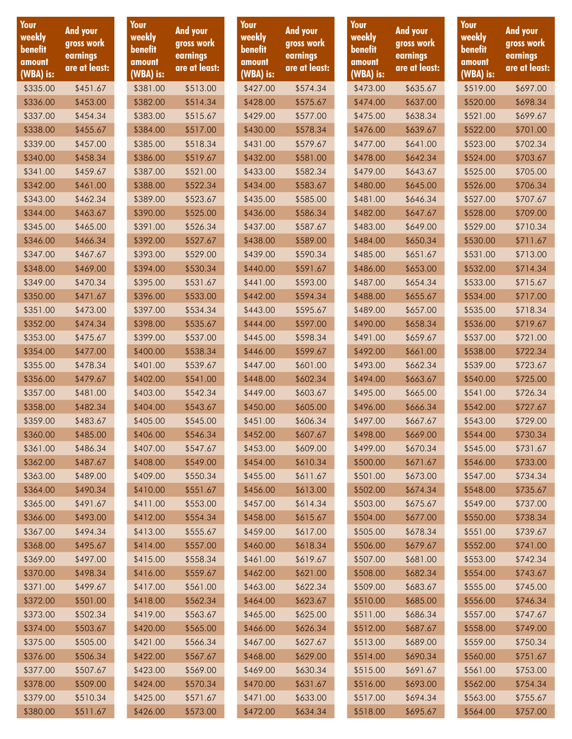| Your weekly benefit amount (WBA) is: | And your gross work earnings are at least: |
|---|---|
| $335.00 | $451.67 |
| $336.00 | $453.00 |
| $337.00 | $454.34 |
| $338.00 | $455.67 |
| $339.00 | $457.00 |
| $340.00 | $458.34 |
| $341.00 | $459.67 |
| $342.00 | $461.00 |
| $343.00 | $462.34 |
| $344.00 | $463.67 |
| $345.00 | $465.00 |
| $346.00 | $466.34 |
| $347.00 | $467.67 |
| $348.00 | $469.00 |
| $349.00 | $470.34 |
| $350.00 | $471.67 |
| $351.00 | $473.00 |
| $352.00 | $474.34 |
| $353.00 | $475.67 |
| $354.00 | $477.00 |
| $355.00 | $478.34 |
| $356.00 | $479.67 |
| $357.00 | $481.00 |
| $358.00 | $482.34 |
| $359.00 | $483.67 |
| $360.00 | $485.00 |
| $361.00 | $486.34 |
| $362.00 | $487.67 |
| $363.00 | $489.00 |
| $364.00 | $490.34 |
| $365.00 | $491.67 |
| $366.00 | $493.00 |
| $367.00 | $494.34 |
| $368.00 | $495.67 |
| $369.00 | $497.00 |
| $370.00 | $498.34 |
| $371.00 | $499.67 |
| $372.00 | $501.00 |
| $373.00 | $502.34 |
| $374.00 | $503.67 |
| $375.00 | $505.00 |
| $376.00 | $506.34 |
| $377.00 | $507.67 |
| $378.00 | $509.00 |
| $379.00 | $510.34 |
| $380.00 | $511.67 |

| Your weekly benefit amount (WBA) is: | And your gross work earnings are at least: |
|---|---|
| $381.00 | $513.00 |
| $382.00 | $514.34 |
| $383.00 | $515.67 |
| $384.00 | $517.00 |
| $385.00 | $518.34 |
| $386.00 | $519.67 |
| $387.00 | $521.00 |
| $388.00 | $522.34 |
| $389.00 | $523.67 |
| $390.00 | $525.00 |
| $391.00 | $526.34 |
| $392.00 | $527.67 |
| $393.00 | $529.00 |
| $394.00 | $530.34 |
| $395.00 | $531.67 |
| $396.00 | $533.00 |
| $397.00 | $534.34 |
| $398.00 | $535.67 |
| $399.00 | $537.00 |
| $400.00 | $538.34 |
| $401.00 | $539.67 |
| $402.00 | $541.00 |
| $403.00 | $542.34 |
| $404.00 | $543.67 |
| $405.00 | $545.00 |
| $406.00 | $546.34 |
| $407.00 | $547.67 |
| $408.00 | $549.00 |
| $409.00 | $550.34 |
| $410.00 | $551.67 |
| $411.00 | $553.00 |
| $412.00 | $554.34 |
| $413.00 | $555.67 |
| $414.00 | $557.00 |
| $415.00 | $558.34 |
| $416.00 | $559.67 |
| $417.00 | $561.00 |
| $418.00 | $562.34 |
| $419.00 | $563.67 |
| $420.00 | $565.00 |
| $421.00 | $566.34 |
| $422.00 | $567.67 |
| $423.00 | $569.00 |
| $424.00 | $570.34 |
| $425.00 | $571.67 |
| $426.00 | $573.00 |

| Your weekly benefit amount (WBA) is: | And your gross work earnings are at least: |
|---|---|
| $427.00 | $574.34 |
| $428.00 | $575.67 |
| $429.00 | $577.00 |
| $430.00 | $578.34 |
| $431.00 | $579.67 |
| $432.00 | $581.00 |
| $433.00 | $582.34 |
| $434.00 | $583.67 |
| $435.00 | $585.00 |
| $436.00 | $586.34 |
| $437.00 | $587.67 |
| $438.00 | $589.00 |
| $439.00 | $590.34 |
| $440.00 | $591.67 |
| $441.00 | $593.00 |
| $442.00 | $594.34 |
| $443.00 | $595.67 |
| $444.00 | $597.00 |
| $445.00 | $598.34 |
| $446.00 | $599.67 |
| $447.00 | $601.00 |
| $448.00 | $602.34 |
| $449.00 | $603.67 |
| $450.00 | $605.00 |
| $451.00 | $606.34 |
| $452.00 | $607.67 |
| $453.00 | $609.00 |
| $454.00 | $610.34 |
| $455.00 | $611.67 |
| $456.00 | $613.00 |
| $457.00 | $614.34 |
| $458.00 | $615.67 |
| $459.00 | $617.00 |
| $460.00 | $618.34 |
| $461.00 | $619.67 |
| $462.00 | $621.00 |
| $463.00 | $622.34 |
| $464.00 | $623.67 |
| $465.00 | $625.00 |
| $466.00 | $626.34 |
| $467.00 | $627.67 |
| $468.00 | $629.00 |
| $469.00 | $630.34 |
| $470.00 | $631.67 |
| $471.00 | $633.00 |
| $472.00 | $634.34 |

| Your weekly benefit amount (WBA) is: | And your gross work earnings are at least: |
|---|---|
| $473.00 | $635.67 |
| $474.00 | $637.00 |
| $475.00 | $638.34 |
| $476.00 | $639.67 |
| $477.00 | $641.00 |
| $478.00 | $642.34 |
| $479.00 | $643.67 |
| $480.00 | $645.00 |
| $481.00 | $646.34 |
| $482.00 | $647.67 |
| $483.00 | $649.00 |
| $484.00 | $650.34 |
| $485.00 | $651.67 |
| $486.00 | $653.00 |
| $487.00 | $654.34 |
| $488.00 | $655.67 |
| $489.00 | $657.00 |
| $490.00 | $658.34 |
| $491.00 | $659.67 |
| $492.00 | $661.00 |
| $493.00 | $662.34 |
| $494.00 | $663.67 |
| $495.00 | $665.00 |
| $496.00 | $666.34 |
| $497.00 | $667.67 |
| $498.00 | $669.00 |
| $499.00 | $670.34 |
| $500.00 | $671.67 |
| $501.00 | $673.00 |
| $502.00 | $674.34 |
| $503.00 | $675.67 |
| $504.00 | $677.00 |
| $505.00 | $678.34 |
| $506.00 | $679.67 |
| $507.00 | $681.00 |
| $508.00 | $682.34 |
| $509.00 | $683.67 |
| $510.00 | $685.00 |
| $511.00 | $686.34 |
| $512.00 | $687.67 |
| $513.00 | $689.00 |
| $514.00 | $690.34 |
| $515.00 | $691.67 |
| $516.00 | $693.00 |
| $517.00 | $694.34 |
| $518.00 | $695.67 |

| Your weekly benefit amount (WBA) is: | And your gross work earnings are at least: |
|---|---|
| $519.00 | $697.00 |
| $520.00 | $698.34 |
| $521.00 | $699.67 |
| $522.00 | $701.00 |
| $523.00 | $702.34 |
| $524.00 | $703.67 |
| $525.00 | $705.00 |
| $526.00 | $706.34 |
| $527.00 | $707.67 |
| $528.00 | $709.00 |
| $529.00 | $710.34 |
| $530.00 | $711.67 |
| $531.00 | $713.00 |
| $532.00 | $714.34 |
| $533.00 | $715.67 |
| $534.00 | $717.00 |
| $535.00 | $718.34 |
| $536.00 | $719.67 |
| $537.00 | $721.00 |
| $538.00 | $722.34 |
| $539.00 | $723.67 |
| $540.00 | $725.00 |
| $541.00 | $726.34 |
| $542.00 | $727.67 |
| $543.00 | $729.00 |
| $544.00 | $730.34 |
| $545.00 | $731.67 |
| $546.00 | $733.00 |
| $547.00 | $734.34 |
| $548.00 | $735.67 |
| $549.00 | $737.00 |
| $550.00 | $738.34 |
| $551.00 | $739.67 |
| $552.00 | $741.00 |
| $553.00 | $742.34 |
| $554.00 | $743.67 |
| $555.00 | $745.00 |
| $556.00 | $746.34 |
| $557.00 | $747.67 |
| $558.00 | $749.00 |
| $559.00 | $750.34 |
| $560.00 | $751.67 |
| $561.00 | $753.00 |
| $562.00 | $754.34 |
| $563.00 | $755.67 |
| $564.00 | $757.00 |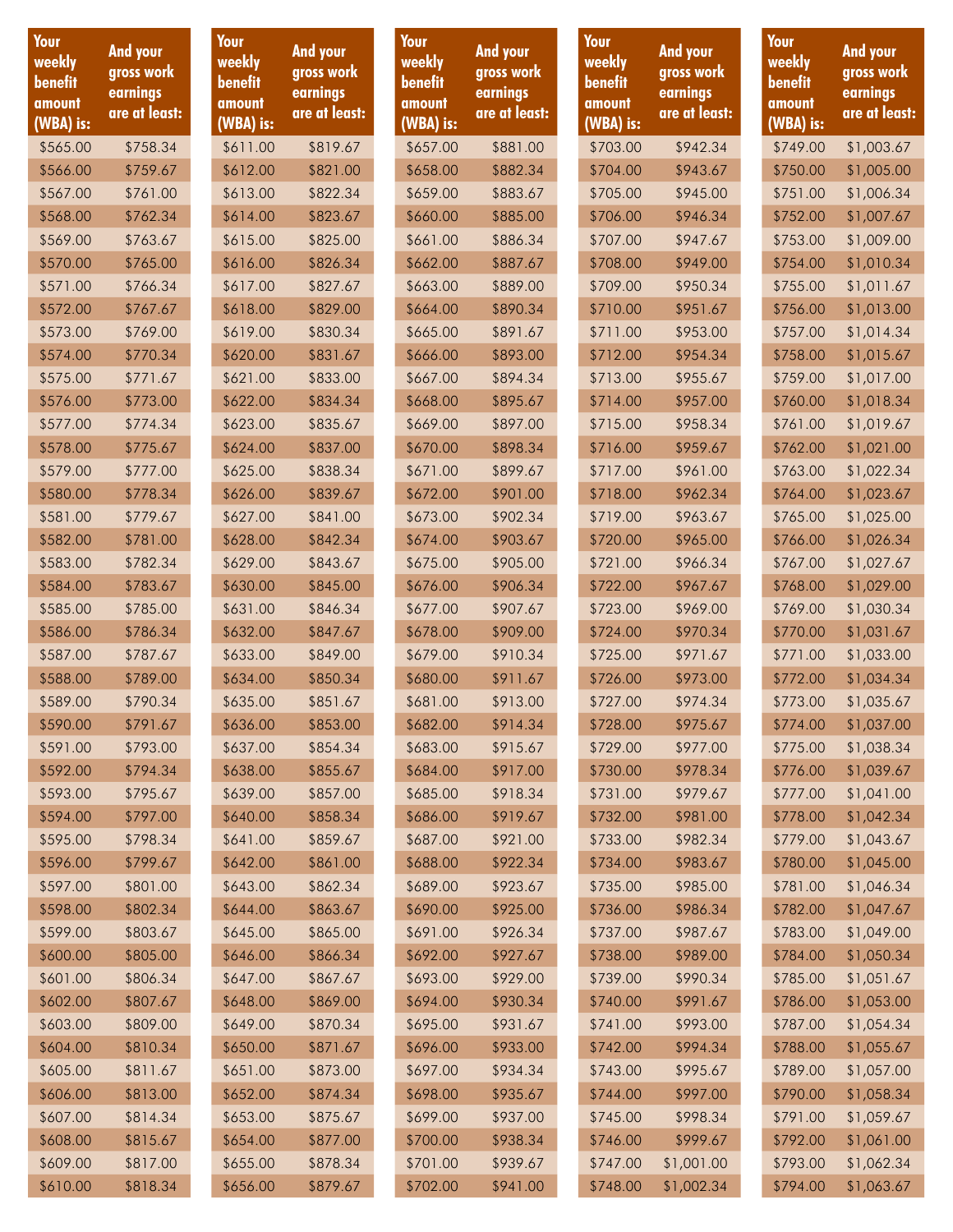| Your weekly benefit amount (WBA) is: | And your gross work earnings are at least: |
|---|---|
| $565.00 | $758.34 |
| $566.00 | $759.67 |
| $567.00 | $761.00 |
| $568.00 | $762.34 |
| $569.00 | $763.67 |
| $570.00 | $765.00 |
| $571.00 | $766.34 |
| $572.00 | $767.67 |
| $573.00 | $769.00 |
| $574.00 | $770.34 |
| $575.00 | $771.67 |
| $576.00 | $773.00 |
| $577.00 | $774.34 |
| $578.00 | $775.67 |
| $579.00 | $777.00 |
| $580.00 | $778.34 |
| $581.00 | $779.67 |
| $582.00 | $781.00 |
| $583.00 | $782.34 |
| $584.00 | $783.67 |
| $585.00 | $785.00 |
| $586.00 | $786.34 |
| $587.00 | $787.67 |
| $588.00 | $789.00 |
| $589.00 | $790.34 |
| $590.00 | $791.67 |
| $591.00 | $793.00 |
| $592.00 | $794.34 |
| $593.00 | $795.67 |
| $594.00 | $797.00 |
| $595.00 | $798.34 |
| $596.00 | $799.67 |
| $597.00 | $801.00 |
| $598.00 | $802.34 |
| $599.00 | $803.67 |
| $600.00 | $805.00 |
| $601.00 | $806.34 |
| $602.00 | $807.67 |
| $603.00 | $809.00 |
| $604.00 | $810.34 |
| $605.00 | $811.67 |
| $606.00 | $813.00 |
| $607.00 | $814.34 |
| $608.00 | $815.67 |
| $609.00 | $817.00 |
| $610.00 | $818.34 |
| $611.00 | $819.67 |
| $612.00 | $821.00 |
| $613.00 | $822.34 |
| $614.00 | $823.67 |
| $615.00 | $825.00 |
| $616.00 | $826.34 |
| $617.00 | $827.67 |
| $618.00 | $829.00 |
| $619.00 | $830.34 |
| $620.00 | $831.67 |
| $621.00 | $833.00 |
| $622.00 | $834.34 |
| $623.00 | $835.67 |
| $624.00 | $837.00 |
| $625.00 | $838.34 |
| $626.00 | $839.67 |
| $627.00 | $841.00 |
| $628.00 | $842.34 |
| $629.00 | $843.67 |
| $630.00 | $845.00 |
| $631.00 | $846.34 |
| $632.00 | $847.67 |
| $633.00 | $849.00 |
| $634.00 | $850.34 |
| $635.00 | $851.67 |
| $636.00 | $853.00 |
| $637.00 | $854.34 |
| $638.00 | $855.67 |
| $639.00 | $857.00 |
| $640.00 | $858.34 |
| $641.00 | $859.67 |
| $642.00 | $861.00 |
| $643.00 | $862.34 |
| $644.00 | $863.67 |
| $645.00 | $865.00 |
| $646.00 | $866.34 |
| $647.00 | $867.67 |
| $648.00 | $869.00 |
| $649.00 | $870.34 |
| $650.00 | $871.67 |
| $651.00 | $873.00 |
| $652.00 | $874.34 |
| $653.00 | $875.67 |
| $654.00 | $877.00 |
| $655.00 | $878.34 |
| $656.00 | $879.67 |
| $657.00 | $881.00 |
| $658.00 | $882.34 |
| $659.00 | $883.67 |
| $660.00 | $885.00 |
| $661.00 | $886.34 |
| $662.00 | $887.67 |
| $663.00 | $889.00 |
| $664.00 | $890.34 |
| $665.00 | $891.67 |
| $666.00 | $893.00 |
| $667.00 | $894.34 |
| $668.00 | $895.67 |
| $669.00 | $897.00 |
| $670.00 | $898.34 |
| $671.00 | $899.67 |
| $672.00 | $901.00 |
| $673.00 | $902.34 |
| $674.00 | $903.67 |
| $675.00 | $905.00 |
| $676.00 | $906.34 |
| $677.00 | $907.67 |
| $678.00 | $909.00 |
| $679.00 | $910.34 |
| $680.00 | $911.67 |
| $681.00 | $913.00 |
| $682.00 | $914.34 |
| $683.00 | $915.67 |
| $684.00 | $917.00 |
| $685.00 | $918.34 |
| $686.00 | $919.67 |
| $687.00 | $921.00 |
| $688.00 | $922.34 |
| $689.00 | $923.67 |
| $690.00 | $925.00 |
| $691.00 | $926.34 |
| $692.00 | $927.67 |
| $693.00 | $929.00 |
| $694.00 | $930.34 |
| $695.00 | $931.67 |
| $696.00 | $933.00 |
| $697.00 | $934.34 |
| $698.00 | $935.67 |
| $699.00 | $937.00 |
| $700.00 | $938.34 |
| $701.00 | $939.67 |
| $702.00 | $941.00 |
| $703.00 | $942.34 |
| $704.00 | $943.67 |
| $705.00 | $945.00 |
| $706.00 | $946.34 |
| $707.00 | $947.67 |
| $708.00 | $949.00 |
| $709.00 | $950.34 |
| $710.00 | $951.67 |
| $711.00 | $953.00 |
| $712.00 | $954.34 |
| $713.00 | $955.67 |
| $714.00 | $957.00 |
| $715.00 | $958.34 |
| $716.00 | $959.67 |
| $717.00 | $961.00 |
| $718.00 | $962.34 |
| $719.00 | $963.67 |
| $720.00 | $965.00 |
| $721.00 | $966.34 |
| $722.00 | $967.67 |
| $723.00 | $969.00 |
| $724.00 | $970.34 |
| $725.00 | $971.67 |
| $726.00 | $973.00 |
| $727.00 | $974.34 |
| $728.00 | $975.67 |
| $729.00 | $977.00 |
| $730.00 | $978.34 |
| $731.00 | $979.67 |
| $732.00 | $981.00 |
| $733.00 | $982.34 |
| $734.00 | $983.67 |
| $735.00 | $985.00 |
| $736.00 | $986.34 |
| $737.00 | $987.67 |
| $738.00 | $989.00 |
| $739.00 | $990.34 |
| $740.00 | $991.67 |
| $741.00 | $993.00 |
| $742.00 | $994.34 |
| $743.00 | $995.67 |
| $744.00 | $997.00 |
| $745.00 | $998.34 |
| $746.00 | $999.67 |
| $747.00 | $1,001.00 |
| $748.00 | $1,002.34 |
| $749.00 | $1,003.67 |
| $750.00 | $1,005.00 |
| $751.00 | $1,006.34 |
| $752.00 | $1,007.67 |
| $753.00 | $1,009.00 |
| $754.00 | $1,010.34 |
| $755.00 | $1,011.67 |
| $756.00 | $1,013.00 |
| $757.00 | $1,014.34 |
| $758.00 | $1,015.67 |
| $759.00 | $1,017.00 |
| $760.00 | $1,018.34 |
| $761.00 | $1,019.67 |
| $762.00 | $1,021.00 |
| $763.00 | $1,022.34 |
| $764.00 | $1,023.67 |
| $765.00 | $1,025.00 |
| $766.00 | $1,026.34 |
| $767.00 | $1,027.67 |
| $768.00 | $1,029.00 |
| $769.00 | $1,030.34 |
| $770.00 | $1,031.67 |
| $771.00 | $1,033.00 |
| $772.00 | $1,034.34 |
| $773.00 | $1,035.67 |
| $774.00 | $1,037.00 |
| $775.00 | $1,038.34 |
| $776.00 | $1,039.67 |
| $777.00 | $1,041.00 |
| $778.00 | $1,042.34 |
| $779.00 | $1,043.67 |
| $780.00 | $1,045.00 |
| $781.00 | $1,046.34 |
| $782.00 | $1,047.67 |
| $783.00 | $1,049.00 |
| $784.00 | $1,050.34 |
| $785.00 | $1,051.67 |
| $786.00 | $1,053.00 |
| $787.00 | $1,054.34 |
| $788.00 | $1,055.67 |
| $789.00 | $1,057.00 |
| $790.00 | $1,058.34 |
| $791.00 | $1,059.67 |
| $792.00 | $1,061.00 |
| $793.00 | $1,062.34 |
| $794.00 | $1,063.67 |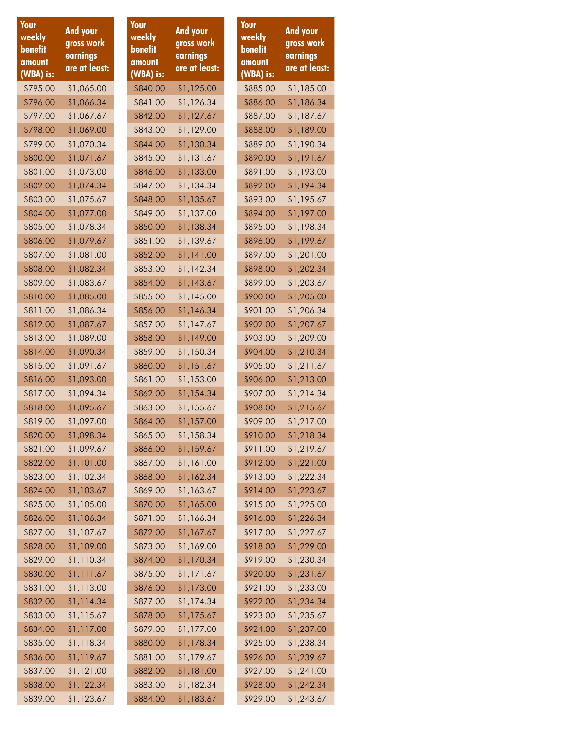| Your weekly benefit amount (WBA) is: | And your gross work earnings are at least: |
|---|---|
| $795.00 | $1,065.00 |
| $796.00 | $1,066.34 |
| $797.00 | $1,067.67 |
| $798.00 | $1,069.00 |
| $799.00 | $1,070.34 |
| $800.00 | $1,071.67 |
| $801.00 | $1,073.00 |
| $802.00 | $1,074.34 |
| $803.00 | $1,075.67 |
| $804.00 | $1,077.00 |
| $805.00 | $1,078.34 |
| $806.00 | $1,079.67 |
| $807.00 | $1,081.00 |
| $808.00 | $1,082.34 |
| $809.00 | $1,083.67 |
| $810.00 | $1,085.00 |
| $811.00 | $1,086.34 |
| $812.00 | $1,087.67 |
| $813.00 | $1,089.00 |
| $814.00 | $1,090.34 |
| $815.00 | $1,091.67 |
| $816.00 | $1,093.00 |
| $817.00 | $1,094.34 |
| $818.00 | $1,095.67 |
| $819.00 | $1,097.00 |
| $820.00 | $1,098.34 |
| $821.00 | $1,099.67 |
| $822.00 | $1,101.00 |
| $823.00 | $1,102.34 |
| $824.00 | $1,103.67 |
| $825.00 | $1,105.00 |
| $826.00 | $1,106.34 |
| $827.00 | $1,107.67 |
| $828.00 | $1,109.00 |
| $829.00 | $1,110.34 |
| $830.00 | $1,111.67 |
| $831.00 | $1,113.00 |
| $832.00 | $1,114.34 |
| $833.00 | $1,115.67 |
| $834.00 | $1,117.00 |
| $835.00 | $1,118.34 |
| $836.00 | $1,119.67 |
| $837.00 | $1,121.00 |
| $838.00 | $1,122.34 |
| $839.00 | $1,123.67 |

| Your weekly benefit amount (WBA) is: | And your gross work earnings are at least: |
|---|---|
| $840.00 | $1,125.00 |
| $841.00 | $1,126.34 |
| $842.00 | $1,127.67 |
| $843.00 | $1,129.00 |
| $844.00 | $1,130.34 |
| $845.00 | $1,131.67 |
| $846.00 | $1,133.00 |
| $847.00 | $1,134.34 |
| $848.00 | $1,135.67 |
| $849.00 | $1,137.00 |
| $850.00 | $1,138.34 |
| $851.00 | $1,139.67 |
| $852.00 | $1,141.00 |
| $853.00 | $1,142.34 |
| $854.00 | $1,143.67 |
| $855.00 | $1,145.00 |
| $856.00 | $1,146.34 |
| $857.00 | $1,147.67 |
| $858.00 | $1,149.00 |
| $859.00 | $1,150.34 |
| $860.00 | $1,151.67 |
| $861.00 | $1,153.00 |
| $862.00 | $1,154.34 |
| $863.00 | $1,155.67 |
| $864.00 | $1,157.00 |
| $865.00 | $1,158.34 |
| $866.00 | $1,159.67 |
| $867.00 | $1,161.00 |
| $868.00 | $1,162.34 |
| $869.00 | $1,163.67 |
| $870.00 | $1,165.00 |
| $871.00 | $1,166.34 |
| $872.00 | $1,167.67 |
| $873.00 | $1,169.00 |
| $874.00 | $1,170.34 |
| $875.00 | $1,171.67 |
| $876.00 | $1,173.00 |
| $877.00 | $1,174.34 |
| $878.00 | $1,175.67 |
| $879.00 | $1,177.00 |
| $880.00 | $1,178.34 |
| $881.00 | $1,179.67 |
| $882.00 | $1,181.00 |
| $883.00 | $1,182.34 |
| $884.00 | $1,183.67 |

| Your weekly benefit amount (WBA) is: | And your gross work earnings are at least: |
|---|---|
| $885.00 | $1,185.00 |
| $886.00 | $1,186.34 |
| $887.00 | $1,187.67 |
| $888.00 | $1,189.00 |
| $889.00 | $1,190.34 |
| $890.00 | $1,191.67 |
| $891.00 | $1,193.00 |
| $892.00 | $1,194.34 |
| $893.00 | $1,195.67 |
| $894.00 | $1,197.00 |
| $895.00 | $1,198.34 |
| $896.00 | $1,199.67 |
| $897.00 | $1,201.00 |
| $898.00 | $1,202.34 |
| $899.00 | $1,203.67 |
| $900.00 | $1,205.00 |
| $901.00 | $1,206.34 |
| $902.00 | $1,207.67 |
| $903.00 | $1,209.00 |
| $904.00 | $1,210.34 |
| $905.00 | $1,211.67 |
| $906.00 | $1,213.00 |
| $907.00 | $1,214.34 |
| $908.00 | $1,215.67 |
| $909.00 | $1,217.00 |
| $910.00 | $1,218.34 |
| $911.00 | $1,219.67 |
| $912.00 | $1,221.00 |
| $913.00 | $1,222.34 |
| $914.00 | $1,223.67 |
| $915.00 | $1,225.00 |
| $916.00 | $1,226.34 |
| $917.00 | $1,227.67 |
| $918.00 | $1,229.00 |
| $919.00 | $1,230.34 |
| $920.00 | $1,231.67 |
| $921.00 | $1,233.00 |
| $922.00 | $1,234.34 |
| $923.00 | $1,235.67 |
| $924.00 | $1,237.00 |
| $925.00 | $1,238.34 |
| $926.00 | $1,239.67 |
| $927.00 | $1,241.00 |
| $928.00 | $1,242.34 |
| $929.00 | $1,243.67 |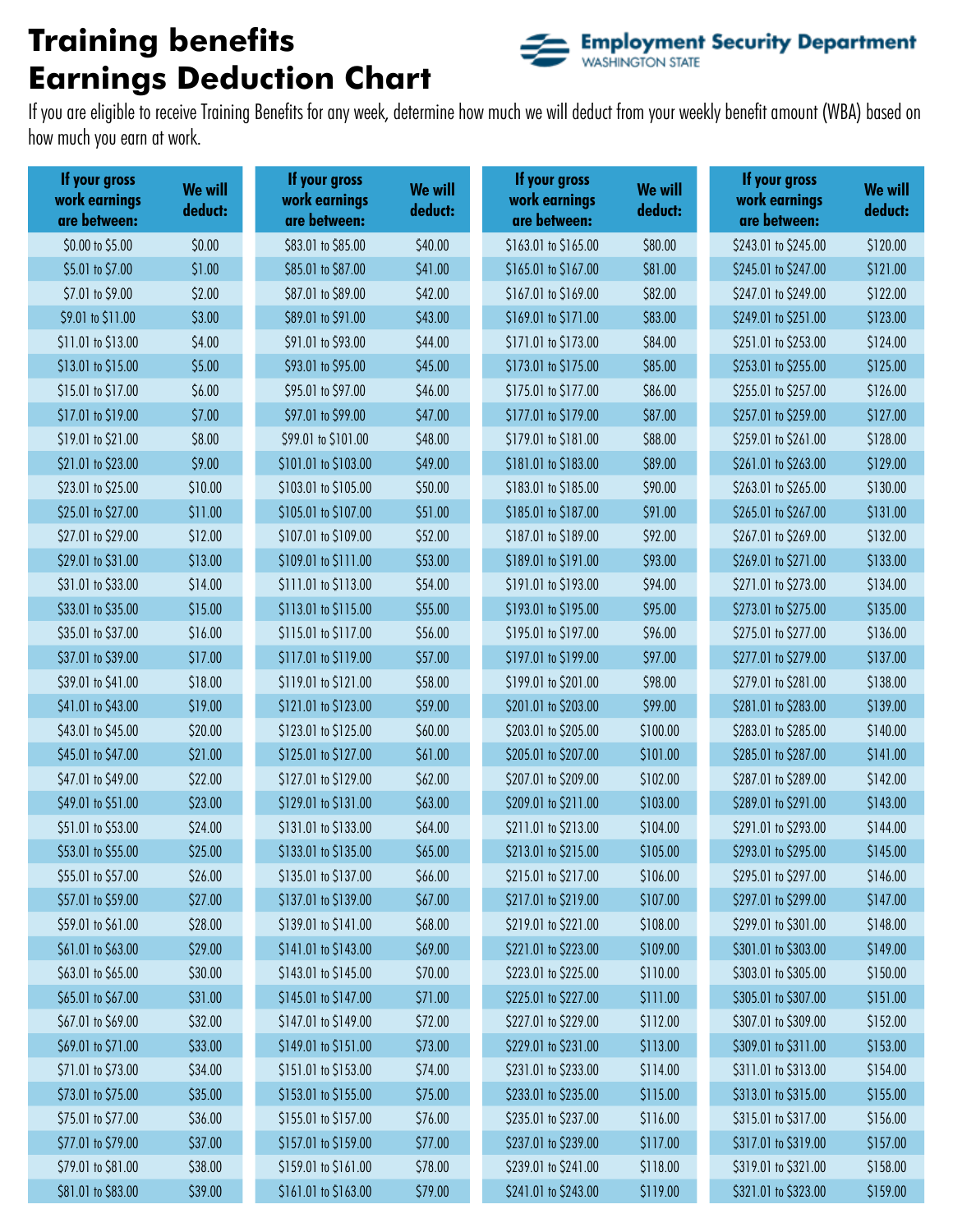# Training benefits Earnings Deduction Chart

Employment Security Department
WASHINGTON STATE

If you are eligible to receive Training Benefits for any week, determine how much we will deduct from your weekly benefit amount (WBA) based on how much you earn at work.

| If your gross work earnings are between: | We will deduct: | If your gross work earnings are between: | We will deduct: | If your gross work earnings are between: | We will deduct: | If your gross work earnings are between: | We will deduct: |
|---|---|---|---|---|---|---|---|
| $0.00 to $5.00 | $0.00 | $83.01 to $85.00 | $40.00 | $163.01 to $165.00 | $80.00 | $243.01 to $245.00 | $120.00 |
| $5.01 to $7.00 | $1.00 | $85.01 to $87.00 | $41.00 | $165.01 to $167.00 | $81.00 | $245.01 to $247.00 | $121.00 |
| $7.01 to $9.00 | $2.00 | $87.01 to $89.00 | $42.00 | $167.01 to $169.00 | $82.00 | $247.01 to $249.00 | $122.00 |
| $9.01 to $11.00 | $3.00 | $89.01 to $91.00 | $43.00 | $169.01 to $171.00 | $83.00 | $249.01 to $251.00 | $123.00 |
| $11.01 to $13.00 | $4.00 | $91.01 to $93.00 | $44.00 | $171.01 to $173.00 | $84.00 | $251.01 to $253.00 | $124.00 |
| $13.01 to $15.00 | $5.00 | $93.01 to $95.00 | $45.00 | $173.01 to $175.00 | $85.00 | $253.01 to $255.00 | $125.00 |
| $15.01 to $17.00 | $6.00 | $95.01 to $97.00 | $46.00 | $175.01 to $177.00 | $86.00 | $255.01 to $257.00 | $126.00 |
| $17.01 to $19.00 | $7.00 | $97.01 to $99.00 | $47.00 | $177.01 to $179.00 | $87.00 | $257.01 to $259.00 | $127.00 |
| $19.01 to $21.00 | $8.00 | $99.01 to $101.00 | $48.00 | $179.01 to $181.00 | $88.00 | $259.01 to $261.00 | $128.00 |
| $21.01 to $23.00 | $9.00 | $101.01 to $103.00 | $49.00 | $181.01 to $183.00 | $89.00 | $261.01 to $263.00 | $129.00 |
| $23.01 to $25.00 | $10.00 | $103.01 to $105.00 | $50.00 | $183.01 to $185.00 | $90.00 | $263.01 to $265.00 | $130.00 |
| $25.01 to $27.00 | $11.00 | $105.01 to $107.00 | $51.00 | $185.01 to $187.00 | $91.00 | $265.01 to $267.00 | $131.00 |
| $27.01 to $29.00 | $12.00 | $107.01 to $109.00 | $52.00 | $187.01 to $189.00 | $92.00 | $267.01 to $269.00 | $132.00 |
| $29.01 to $31.00 | $13.00 | $109.01 to $111.00 | $53.00 | $189.01 to $191.00 | $93.00 | $269.01 to $271.00 | $133.00 |
| $31.01 to $33.00 | $14.00 | $111.01 to $113.00 | $54.00 | $191.01 to $193.00 | $94.00 | $271.01 to $273.00 | $134.00 |
| $33.01 to $35.00 | $15.00 | $113.01 to $115.00 | $55.00 | $193.01 to $195.00 | $95.00 | $273.01 to $275.00 | $135.00 |
| $35.01 to $37.00 | $16.00 | $115.01 to $117.00 | $56.00 | $195.01 to $197.00 | $96.00 | $275.01 to $277.00 | $136.00 |
| $37.01 to $39.00 | $17.00 | $117.01 to $119.00 | $57.00 | $197.01 to $199.00 | $97.00 | $277.01 to $279.00 | $137.00 |
| $39.01 to $41.00 | $18.00 | $119.01 to $121.00 | $58.00 | $199.01 to $201.00 | $98.00 | $279.01 to $281.00 | $138.00 |
| $41.01 to $43.00 | $19.00 | $121.01 to $123.00 | $59.00 | $201.01 to $203.00 | $99.00 | $281.01 to $283.00 | $139.00 |
| $43.01 to $45.00 | $20.00 | $123.01 to $125.00 | $60.00 | $203.01 to $205.00 | $100.00 | $283.01 to $285.00 | $140.00 |
| $45.01 to $47.00 | $21.00 | $125.01 to $127.00 | $61.00 | $205.01 to $207.00 | $101.00 | $285.01 to $287.00 | $141.00 |
| $47.01 to $49.00 | $22.00 | $127.01 to $129.00 | $62.00 | $207.01 to $209.00 | $102.00 | $287.01 to $289.00 | $142.00 |
| $49.01 to $51.00 | $23.00 | $129.01 to $131.00 | $63.00 | $209.01 to $211.00 | $103.00 | $289.01 to $291.00 | $143.00 |
| $51.01 to $53.00 | $24.00 | $131.01 to $133.00 | $64.00 | $211.01 to $213.00 | $104.00 | $291.01 to $293.00 | $144.00 |
| $53.01 to $55.00 | $25.00 | $133.01 to $135.00 | $65.00 | $213.01 to $215.00 | $105.00 | $293.01 to $295.00 | $145.00 |
| $55.01 to $57.00 | $26.00 | $135.01 to $137.00 | $66.00 | $215.01 to $217.00 | $106.00 | $295.01 to $297.00 | $146.00 |
| $57.01 to $59.00 | $27.00 | $137.01 to $139.00 | $67.00 | $217.01 to $219.00 | $107.00 | $297.01 to $299.00 | $147.00 |
| $59.01 to $61.00 | $28.00 | $139.01 to $141.00 | $68.00 | $219.01 to $221.00 | $108.00 | $299.01 to $301.00 | $148.00 |
| $61.01 to $63.00 | $29.00 | $141.01 to $143.00 | $69.00 | $221.01 to $223.00 | $109.00 | $301.01 to $303.00 | $149.00 |
| $63.01 to $65.00 | $30.00 | $143.01 to $145.00 | $70.00 | $223.01 to $225.00 | $110.00 | $303.01 to $305.00 | $150.00 |
| $65.01 to $67.00 | $31.00 | $145.01 to $147.00 | $71.00 | $225.01 to $227.00 | $111.00 | $305.01 to $307.00 | $151.00 |
| $67.01 to $69.00 | $32.00 | $147.01 to $149.00 | $72.00 | $227.01 to $229.00 | $112.00 | $307.01 to $309.00 | $152.00 |
| $69.01 to $71.00 | $33.00 | $149.01 to $151.00 | $73.00 | $229.01 to $231.00 | $113.00 | $309.01 to $311.00 | $153.00 |
| $71.01 to $73.00 | $34.00 | $151.01 to $153.00 | $74.00 | $231.01 to $233.00 | $114.00 | $311.01 to $313.00 | $154.00 |
| $73.01 to $75.00 | $35.00 | $153.01 to $155.00 | $75.00 | $233.01 to $235.00 | $115.00 | $313.01 to $315.00 | $155.00 |
| $75.01 to $77.00 | $36.00 | $155.01 to $157.00 | $76.00 | $235.01 to $237.00 | $116.00 | $315.01 to $317.00 | $156.00 |
| $77.01 to $79.00 | $37.00 | $157.01 to $159.00 | $77.00 | $237.01 to $239.00 | $117.00 | $317.01 to $319.00 | $157.00 |
| $79.01 to $81.00 | $38.00 | $159.01 to $161.00 | $78.00 | $239.01 to $241.00 | $118.00 | $319.01 to $321.00 | $158.00 |
| $81.01 to $83.00 | $39.00 | $161.01 to $163.00 | $79.00 | $241.01 to $243.00 | $119.00 | $321.01 to $323.00 | $159.00 |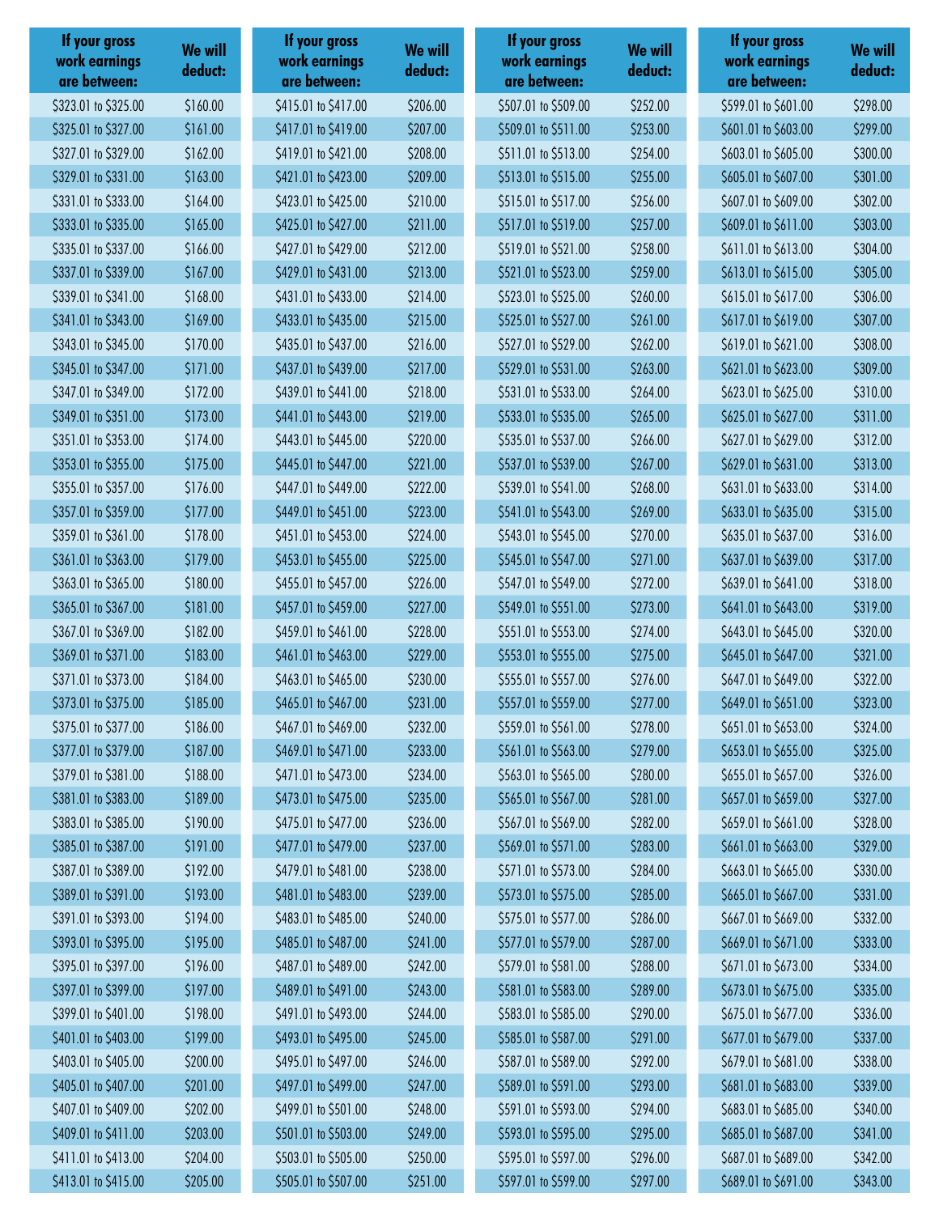| If your gross work earnings are between: | We will deduct: |
|---|---|
| $323.01 to $325.00 | $160.00 |
| $325.01 to $327.00 | $161.00 |
| $327.01 to $329.00 | $162.00 |
| $329.01 to $331.00 | $163.00 |
| $331.01 to $333.00 | $164.00 |
| $333.01 to $335.00 | $165.00 |
| $335.01 to $337.00 | $166.00 |
| $337.01 to $339.00 | $167.00 |
| $339.01 to $341.00 | $168.00 |
| $341.01 to $343.00 | $169.00 |
| $343.01 to $345.00 | $170.00 |
| $345.01 to $347.00 | $171.00 |
| $347.01 to $349.00 | $172.00 |
| $349.01 to $351.00 | $173.00 |
| $351.01 to $353.00 | $174.00 |
| $353.01 to $355.00 | $175.00 |
| $355.01 to $357.00 | $176.00 |
| $357.01 to $359.00 | $177.00 |
| $359.01 to $361.00 | $178.00 |
| $361.01 to $363.00 | $179.00 |
| $363.01 to $365.00 | $180.00 |
| $365.01 to $367.00 | $181.00 |
| $367.01 to $369.00 | $182.00 |
| $369.01 to $371.00 | $183.00 |
| $371.01 to $373.00 | $184.00 |
| $373.01 to $375.00 | $185.00 |
| $375.01 to $377.00 | $186.00 |
| $377.01 to $379.00 | $187.00 |
| $379.01 to $381.00 | $188.00 |
| $381.01 to $383.00 | $189.00 |
| $383.01 to $385.00 | $190.00 |
| $385.01 to $387.00 | $191.00 |
| $387.01 to $389.00 | $192.00 |
| $389.01 to $391.00 | $193.00 |
| $391.01 to $393.00 | $194.00 |
| $393.01 to $395.00 | $195.00 |
| $395.01 to $397.00 | $196.00 |
| $397.01 to $399.00 | $197.00 |
| $399.01 to $401.00 | $198.00 |
| $401.01 to $403.00 | $199.00 |
| $403.01 to $405.00 | $200.00 |
| $405.01 to $407.00 | $201.00 |
| $407.01 to $409.00 | $202.00 |
| $409.01 to $411.00 | $203.00 |
| $411.01 to $413.00 | $204.00 |
| $413.01 to $415.00 | $205.00 |
| $415.01 to $417.00 | $206.00 |
| $417.01 to $419.00 | $207.00 |
| $419.01 to $421.00 | $208.00 |
| $421.01 to $423.00 | $209.00 |
| $423.01 to $425.00 | $210.00 |
| $425.01 to $427.00 | $211.00 |
| $427.01 to $429.00 | $212.00 |
| $429.01 to $431.00 | $213.00 |
| $431.01 to $433.00 | $214.00 |
| $433.01 to $435.00 | $215.00 |
| $435.01 to $437.00 | $216.00 |
| $437.01 to $439.00 | $217.00 |
| $439.01 to $441.00 | $218.00 |
| $441.01 to $443.00 | $219.00 |
| $443.01 to $445.00 | $220.00 |
| $445.01 to $447.00 | $221.00 |
| $447.01 to $449.00 | $222.00 |
| $449.01 to $451.00 | $223.00 |
| $451.01 to $453.00 | $224.00 |
| $453.01 to $455.00 | $225.00 |
| $455.01 to $457.00 | $226.00 |
| $457.01 to $459.00 | $227.00 |
| $459.01 to $461.00 | $228.00 |
| $461.01 to $463.00 | $229.00 |
| $463.01 to $465.00 | $230.00 |
| $465.01 to $467.00 | $231.00 |
| $467.01 to $469.00 | $232.00 |
| $469.01 to $471.00 | $233.00 |
| $471.01 to $473.00 | $234.00 |
| $473.01 to $475.00 | $235.00 |
| $475.01 to $477.00 | $236.00 |
| $477.01 to $479.00 | $237.00 |
| $479.01 to $481.00 | $238.00 |
| $481.01 to $483.00 | $239.00 |
| $483.01 to $485.00 | $240.00 |
| $485.01 to $487.00 | $241.00 |
| $487.01 to $489.00 | $242.00 |
| $489.01 to $491.00 | $243.00 |
| $491.01 to $493.00 | $244.00 |
| $493.01 to $495.00 | $245.00 |
| $495.01 to $497.00 | $246.00 |
| $497.01 to $499.00 | $247.00 |
| $499.01 to $501.00 | $248.00 |
| $501.01 to $503.00 | $249.00 |
| $503.01 to $505.00 | $250.00 |
| $505.01 to $507.00 | $251.00 |
| $507.01 to $509.00 | $252.00 |
| $509.01 to $511.00 | $253.00 |
| $511.01 to $513.00 | $254.00 |
| $513.01 to $515.00 | $255.00 |
| $515.01 to $517.00 | $256.00 |
| $517.01 to $519.00 | $257.00 |
| $519.01 to $521.00 | $258.00 |
| $521.01 to $523.00 | $259.00 |
| $523.01 to $525.00 | $260.00 |
| $525.01 to $527.00 | $261.00 |
| $527.01 to $529.00 | $262.00 |
| $529.01 to $531.00 | $263.00 |
| $531.01 to $533.00 | $264.00 |
| $533.01 to $535.00 | $265.00 |
| $535.01 to $537.00 | $266.00 |
| $537.01 to $539.00 | $267.00 |
| $539.01 to $541.00 | $268.00 |
| $541.01 to $543.00 | $269.00 |
| $543.01 to $545.00 | $270.00 |
| $545.01 to $547.00 | $271.00 |
| $547.01 to $549.00 | $272.00 |
| $549.01 to $551.00 | $273.00 |
| $551.01 to $553.00 | $274.00 |
| $553.01 to $555.00 | $275.00 |
| $555.01 to $557.00 | $276.00 |
| $557.01 to $559.00 | $277.00 |
| $559.01 to $561.00 | $278.00 |
| $561.01 to $563.00 | $279.00 |
| $563.01 to $565.00 | $280.00 |
| $565.01 to $567.00 | $281.00 |
| $567.01 to $569.00 | $282.00 |
| $569.01 to $571.00 | $283.00 |
| $571.01 to $573.00 | $284.00 |
| $573.01 to $575.00 | $285.00 |
| $575.01 to $577.00 | $286.00 |
| $577.01 to $579.00 | $287.00 |
| $579.01 to $581.00 | $288.00 |
| $581.01 to $583.00 | $289.00 |
| $583.01 to $585.00 | $290.00 |
| $585.01 to $587.00 | $291.00 |
| $587.01 to $589.00 | $292.00 |
| $589.01 to $591.00 | $293.00 |
| $591.01 to $593.00 | $294.00 |
| $593.01 to $595.00 | $295.00 |
| $595.01 to $597.00 | $296.00 |
| $597.01 to $599.00 | $297.00 |
| $599.01 to $601.00 | $298.00 |
| $601.01 to $603.00 | $299.00 |
| $603.01 to $605.00 | $300.00 |
| $605.01 to $607.00 | $301.00 |
| $607.01 to $609.00 | $302.00 |
| $609.01 to $611.00 | $303.00 |
| $611.01 to $613.00 | $304.00 |
| $613.01 to $615.00 | $305.00 |
| $615.01 to $617.00 | $306.00 |
| $617.01 to $619.00 | $307.00 |
| $619.01 to $621.00 | $308.00 |
| $621.01 to $623.00 | $309.00 |
| $623.01 to $625.00 | $310.00 |
| $625.01 to $627.00 | $311.00 |
| $627.01 to $629.00 | $312.00 |
| $629.01 to $631.00 | $313.00 |
| $631.01 to $633.00 | $314.00 |
| $633.01 to $635.00 | $315.00 |
| $635.01 to $637.00 | $316.00 |
| $637.01 to $639.00 | $317.00 |
| $639.01 to $641.00 | $318.00 |
| $641.01 to $643.00 | $319.00 |
| $643.01 to $645.00 | $320.00 |
| $645.01 to $647.00 | $321.00 |
| $647.01 to $649.00 | $322.00 |
| $649.01 to $651.00 | $323.00 |
| $651.01 to $653.00 | $324.00 |
| $653.01 to $655.00 | $325.00 |
| $655.01 to $657.00 | $326.00 |
| $657.01 to $659.00 | $327.00 |
| $659.01 to $661.00 | $328.00 |
| $661.01 to $663.00 | $329.00 |
| $663.01 to $665.00 | $330.00 |
| $665.01 to $667.00 | $331.00 |
| $667.01 to $669.00 | $332.00 |
| $669.01 to $671.00 | $333.00 |
| $671.01 to $673.00 | $334.00 |
| $673.01 to $675.00 | $335.00 |
| $675.01 to $677.00 | $336.00 |
| $677.01 to $679.00 | $337.00 |
| $679.01 to $681.00 | $338.00 |
| $681.01 to $683.00 | $339.00 |
| $683.01 to $685.00 | $340.00 |
| $685.01 to $687.00 | $341.00 |
| $687.01 to $689.00 | $342.00 |
| $689.01 to $691.00 | $343.00 |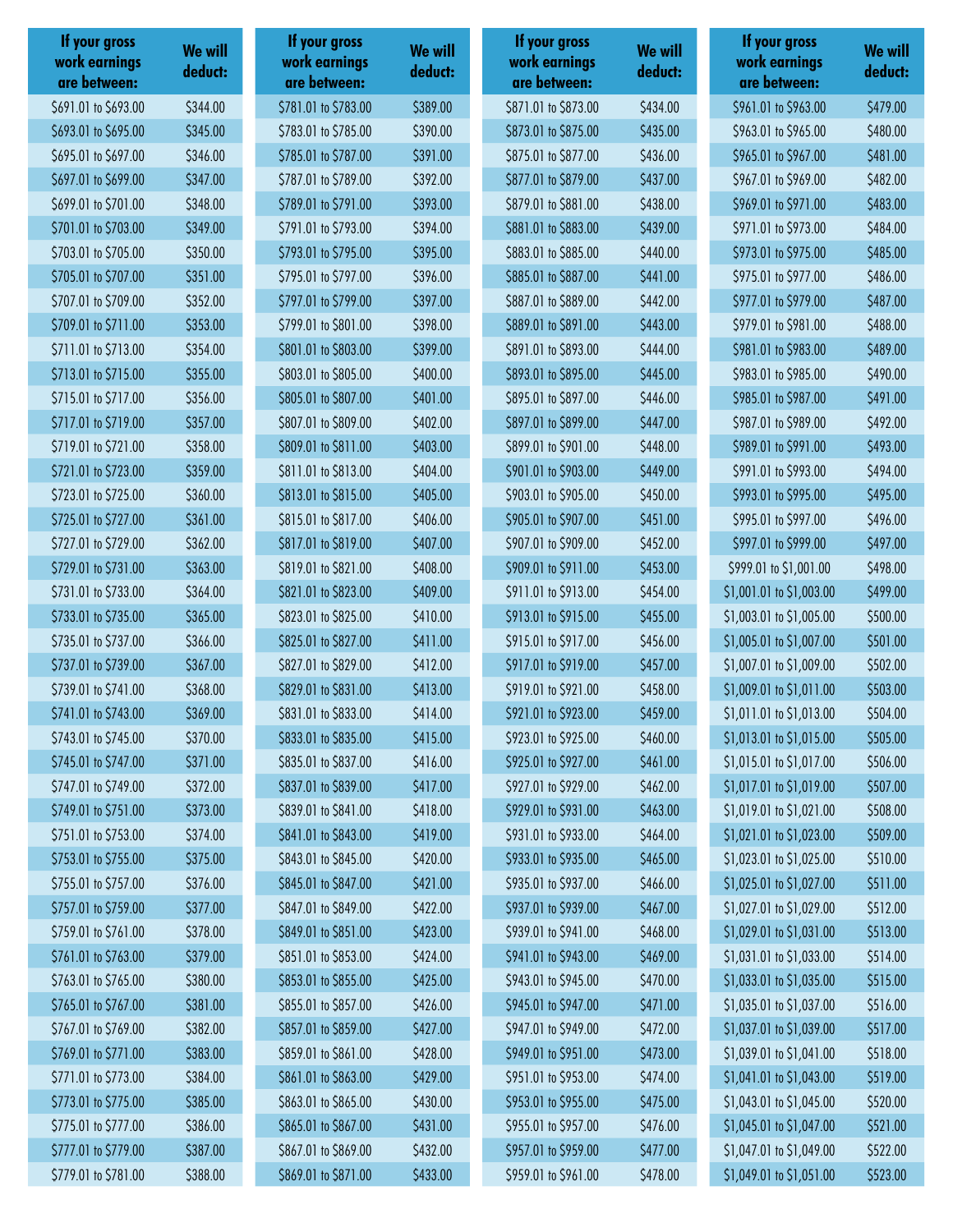| If your gross work earnings are between: | We will deduct: |
|---|---|
| $691.01 to $693.00 | $344.00 |
| $693.01 to $695.00 | $345.00 |
| $695.01 to $697.00 | $346.00 |
| $697.01 to $699.00 | $347.00 |
| $699.01 to $701.00 | $348.00 |
| $701.01 to $703.00 | $349.00 |
| $703.01 to $705.00 | $350.00 |
| $705.01 to $707.00 | $351.00 |
| $707.01 to $709.00 | $352.00 |
| $709.01 to $711.00 | $353.00 |
| $711.01 to $713.00 | $354.00 |
| $713.01 to $715.00 | $355.00 |
| $715.01 to $717.00 | $356.00 |
| $717.01 to $719.00 | $357.00 |
| $719.01 to $721.00 | $358.00 |
| $721.01 to $723.00 | $359.00 |
| $723.01 to $725.00 | $360.00 |
| $725.01 to $727.00 | $361.00 |
| $727.01 to $729.00 | $362.00 |
| $729.01 to $731.00 | $363.00 |
| $731.01 to $733.00 | $364.00 |
| $733.01 to $735.00 | $365.00 |
| $735.01 to $737.00 | $366.00 |
| $737.01 to $739.00 | $367.00 |
| $739.01 to $741.00 | $368.00 |
| $741.01 to $743.00 | $369.00 |
| $743.01 to $745.00 | $370.00 |
| $745.01 to $747.00 | $371.00 |
| $747.01 to $749.00 | $372.00 |
| $749.01 to $751.00 | $373.00 |
| $751.01 to $753.00 | $374.00 |
| $753.01 to $755.00 | $375.00 |
| $755.01 to $757.00 | $376.00 |
| $757.01 to $759.00 | $377.00 |
| $759.01 to $761.00 | $378.00 |
| $761.01 to $763.00 | $379.00 |
| $763.01 to $765.00 | $380.00 |
| $765.01 to $767.00 | $381.00 |
| $767.01 to $769.00 | $382.00 |
| $769.01 to $771.00 | $383.00 |
| $771.01 to $773.00 | $384.00 |
| $773.01 to $775.00 | $385.00 |
| $775.01 to $777.00 | $386.00 |
| $777.01 to $779.00 | $387.00 |
| $779.01 to $781.00 | $388.00 |
| $781.01 to $783.00 | $389.00 |
| $783.01 to $785.00 | $390.00 |
| $785.01 to $787.00 | $391.00 |
| $787.01 to $789.00 | $392.00 |
| $789.01 to $791.00 | $393.00 |
| $791.01 to $793.00 | $394.00 |
| $793.01 to $795.00 | $395.00 |
| $795.01 to $797.00 | $396.00 |
| $797.01 to $799.00 | $397.00 |
| $799.01 to $801.00 | $398.00 |
| $801.01 to $803.00 | $399.00 |
| $803.01 to $805.00 | $400.00 |
| $805.01 to $807.00 | $401.00 |
| $807.01 to $809.00 | $402.00 |
| $809.01 to $811.00 | $403.00 |
| $811.01 to $813.00 | $404.00 |
| $813.01 to $815.00 | $405.00 |
| $815.01 to $817.00 | $406.00 |
| $817.01 to $819.00 | $407.00 |
| $819.01 to $821.00 | $408.00 |
| $821.01 to $823.00 | $409.00 |
| $823.01 to $825.00 | $410.00 |
| $825.01 to $827.00 | $411.00 |
| $827.01 to $829.00 | $412.00 |
| $829.01 to $831.00 | $413.00 |
| $831.01 to $833.00 | $414.00 |
| $833.01 to $835.00 | $415.00 |
| $835.01 to $837.00 | $416.00 |
| $837.01 to $839.00 | $417.00 |
| $839.01 to $841.00 | $418.00 |
| $841.01 to $843.00 | $419.00 |
| $843.01 to $845.00 | $420.00 |
| $845.01 to $847.00 | $421.00 |
| $847.01 to $849.00 | $422.00 |
| $849.01 to $851.00 | $423.00 |
| $851.01 to $853.00 | $424.00 |
| $853.01 to $855.00 | $425.00 |
| $855.01 to $857.00 | $426.00 |
| $857.01 to $859.00 | $427.00 |
| $859.01 to $861.00 | $428.00 |
| $861.01 to $863.00 | $429.00 |
| $863.01 to $865.00 | $430.00 |
| $865.01 to $867.00 | $431.00 |
| $867.01 to $869.00 | $432.00 |
| $869.01 to $871.00 | $433.00 |
| $871.01 to $873.00 | $434.00 |
| $873.01 to $875.00 | $435.00 |
| $875.01 to $877.00 | $436.00 |
| $877.01 to $879.00 | $437.00 |
| $879.01 to $881.00 | $438.00 |
| $881.01 to $883.00 | $439.00 |
| $883.01 to $885.00 | $440.00 |
| $885.01 to $887.00 | $441.00 |
| $887.01 to $889.00 | $442.00 |
| $889.01 to $891.00 | $443.00 |
| $891.01 to $893.00 | $444.00 |
| $893.01 to $895.00 | $445.00 |
| $895.01 to $897.00 | $446.00 |
| $897.01 to $899.00 | $447.00 |
| $899.01 to $901.00 | $448.00 |
| $901.01 to $903.00 | $449.00 |
| $903.01 to $905.00 | $450.00 |
| $905.01 to $907.00 | $451.00 |
| $907.01 to $909.00 | $452.00 |
| $909.01 to $911.00 | $453.00 |
| $911.01 to $913.00 | $454.00 |
| $913.01 to $915.00 | $455.00 |
| $915.01 to $917.00 | $456.00 |
| $917.01 to $919.00 | $457.00 |
| $919.01 to $921.00 | $458.00 |
| $921.01 to $923.00 | $459.00 |
| $923.01 to $925.00 | $460.00 |
| $925.01 to $927.00 | $461.00 |
| $927.01 to $929.00 | $462.00 |
| $929.01 to $931.00 | $463.00 |
| $931.01 to $933.00 | $464.00 |
| $933.01 to $935.00 | $465.00 |
| $935.01 to $937.00 | $466.00 |
| $937.01 to $939.00 | $467.00 |
| $939.01 to $941.00 | $468.00 |
| $941.01 to $943.00 | $469.00 |
| $943.01 to $945.00 | $470.00 |
| $945.01 to $947.00 | $471.00 |
| $947.01 to $949.00 | $472.00 |
| $949.01 to $951.00 | $473.00 |
| $951.01 to $953.00 | $474.00 |
| $953.01 to $955.00 | $475.00 |
| $955.01 to $957.00 | $476.00 |
| $957.01 to $959.00 | $477.00 |
| $959.01 to $961.00 | $478.00 |
| $961.01 to $963.00 | $479.00 |
| $963.01 to $965.00 | $480.00 |
| $965.01 to $967.00 | $481.00 |
| $967.01 to $969.00 | $482.00 |
| $969.01 to $971.00 | $483.00 |
| $971.01 to $973.00 | $484.00 |
| $973.01 to $975.00 | $485.00 |
| $975.01 to $977.00 | $486.00 |
| $977.01 to $979.00 | $487.00 |
| $979.01 to $981.00 | $488.00 |
| $981.01 to $983.00 | $489.00 |
| $983.01 to $985.00 | $490.00 |
| $985.01 to $987.00 | $491.00 |
| $987.01 to $989.00 | $492.00 |
| $989.01 to $991.00 | $493.00 |
| $991.01 to $993.00 | $494.00 |
| $993.01 to $995.00 | $495.00 |
| $995.01 to $997.00 | $496.00 |
| $997.01 to $999.00 | $497.00 |
| $999.01 to $1,001.00 | $498.00 |
| $1,001.01 to $1,003.00 | $499.00 |
| $1,003.01 to $1,005.00 | $500.00 |
| $1,005.01 to $1,007.00 | $501.00 |
| $1,007.01 to $1,009.00 | $502.00 |
| $1,009.01 to $1,011.00 | $503.00 |
| $1,011.01 to $1,013.00 | $504.00 |
| $1,013.01 to $1,015.00 | $505.00 |
| $1,015.01 to $1,017.00 | $506.00 |
| $1,017.01 to $1,019.00 | $507.00 |
| $1,019.01 to $1,021.00 | $508.00 |
| $1,021.01 to $1,023.00 | $509.00 |
| $1,023.01 to $1,025.00 | $510.00 |
| $1,025.01 to $1,027.00 | $511.00 |
| $1,027.01 to $1,029.00 | $512.00 |
| $1,029.01 to $1,031.00 | $513.00 |
| $1,031.01 to $1,033.00 | $514.00 |
| $1,033.01 to $1,035.00 | $515.00 |
| $1,035.01 to $1,037.00 | $516.00 |
| $1,037.01 to $1,039.00 | $517.00 |
| $1,039.01 to $1,041.00 | $518.00 |
| $1,041.01 to $1,043.00 | $519.00 |
| $1,043.01 to $1,045.00 | $520.00 |
| $1,045.01 to $1,047.00 | $521.00 |
| $1,047.01 to $1,049.00 | $522.00 |
| $1,049.01 to $1,051.00 | $523.00 |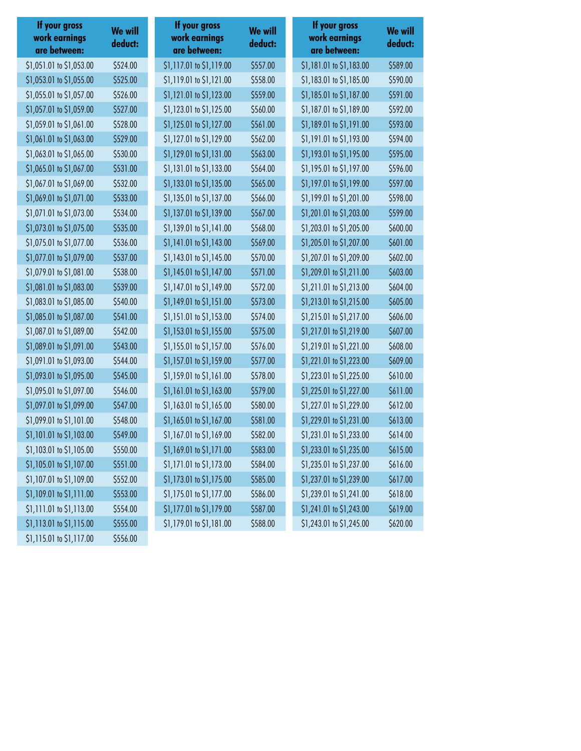| If your gross work earnings are between: | We will deduct: | If your gross work earnings are between: | We will deduct: | If your gross work earnings are between: | We will deduct: |
|---|---|---|---|---|---|
| $1,051.01 to $1,053.00 | $524.00 | $1,117.01 to $1,119.00 | $557.00 | $1,181.01 to $1,183.00 | $589.00 |
| $1,053.01 to $1,055.00 | $525.00 | $1,119.01 to $1,121.00 | $558.00 | $1,183.01 to $1,185.00 | $590.00 |
| $1,055.01 to $1,057.00 | $526.00 | $1,121.01 to $1,123.00 | $559.00 | $1,185.01 to $1,187.00 | $591.00 |
| $1,057.01 to $1,059.00 | $527.00 | $1,123.01 to $1,125.00 | $560.00 | $1,187.01 to $1,189.00 | $592.00 |
| $1,059.01 to $1,061.00 | $528.00 | $1,125.01 to $1,127.00 | $561.00 | $1,189.01 to $1,191.00 | $593.00 |
| $1,061.01 to $1,063.00 | $529.00 | $1,127.01 to $1,129.00 | $562.00 | $1,191.01 to $1,193.00 | $594.00 |
| $1,063.01 to $1,065.00 | $530.00 | $1,129.01 to $1,131.00 | $563.00 | $1,193.01 to $1,195.00 | $595.00 |
| $1,065.01 to $1,067.00 | $531.00 | $1,131.01 to $1,133.00 | $564.00 | $1,195.01 to $1,197.00 | $596.00 |
| $1,067.01 to $1,069.00 | $532.00 | $1,133.01 to $1,135.00 | $565.00 | $1,197.01 to $1,199.00 | $597.00 |
| $1,069.01 to $1,071.00 | $533.00 | $1,135.01 to $1,137.00 | $566.00 | $1,199.01 to $1,201.00 | $598.00 |
| $1,071.01 to $1,073.00 | $534.00 | $1,137.01 to $1,139.00 | $567.00 | $1,201.01 to $1,203.00 | $599.00 |
| $1,073.01 to $1,075.00 | $535.00 | $1,139.01 to $1,141.00 | $568.00 | $1,203.01 to $1,205.00 | $600.00 |
| $1,075.01 to $1,077.00 | $536.00 | $1,141.01 to $1,143.00 | $569.00 | $1,205.01 to $1,207.00 | $601.00 |
| $1,077.01 to $1,079.00 | $537.00 | $1,143.01 to $1,145.00 | $570.00 | $1,207.01 to $1,209.00 | $602.00 |
| $1,079.01 to $1,081.00 | $538.00 | $1,145.01 to $1,147.00 | $571.00 | $1,209.01 to $1,211.00 | $603.00 |
| $1,081.01 to $1,083.00 | $539.00 | $1,147.01 to $1,149.00 | $572.00 | $1,211.01 to $1,213.00 | $604.00 |
| $1,083.01 to $1,085.00 | $540.00 | $1,149.01 to $1,151.00 | $573.00 | $1,213.01 to $1,215.00 | $605.00 |
| $1,085.01 to $1,087.00 | $541.00 | $1,151.01 to $1,153.00 | $574.00 | $1,215.01 to $1,217.00 | $606.00 |
| $1,087.01 to $1,089.00 | $542.00 | $1,153.01 to $1,155.00 | $575.00 | $1,217.01 to $1,219.00 | $607.00 |
| $1,089.01 to $1,091.00 | $543.00 | $1,155.01 to $1,157.00 | $576.00 | $1,219.01 to $1,221.00 | $608.00 |
| $1,091.01 to $1,093.00 | $544.00 | $1,157.01 to $1,159.00 | $577.00 | $1,221.01 to $1,223.00 | $609.00 |
| $1,093.01 to $1,095.00 | $545.00 | $1,159.01 to $1,161.00 | $578.00 | $1,223.01 to $1,225.00 | $610.00 |
| $1,095.01 to $1,097.00 | $546.00 | $1,161.01 to $1,163.00 | $579.00 | $1,225.01 to $1,227.00 | $611.00 |
| $1,097.01 to $1,099.00 | $547.00 | $1,163.01 to $1,165.00 | $580.00 | $1,227.01 to $1,229.00 | $612.00 |
| $1,099.01 to $1,101.00 | $548.00 | $1,165.01 to $1,167.00 | $581.00 | $1,229.01 to $1,231.00 | $613.00 |
| $1,101.01 to $1,103.00 | $549.00 | $1,167.01 to $1,169.00 | $582.00 | $1,231.01 to $1,233.00 | $614.00 |
| $1,103.01 to $1,105.00 | $550.00 | $1,169.01 to $1,171.00 | $583.00 | $1,233.01 to $1,235.00 | $615.00 |
| $1,105.01 to $1,107.00 | $551.00 | $1,171.01 to $1,173.00 | $584.00 | $1,235.01 to $1,237.00 | $616.00 |
| $1,107.01 to $1,109.00 | $552.00 | $1,173.01 to $1,175.00 | $585.00 | $1,237.01 to $1,239.00 | $617.00 |
| $1,109.01 to $1,111.00 | $553.00 | $1,175.01 to $1,177.00 | $586.00 | $1,239.01 to $1,241.00 | $618.00 |
| $1,111.01 to $1,113.00 | $554.00 | $1,177.01 to $1,179.00 | $587.00 | $1,241.01 to $1,243.00 | $619.00 |
| $1,113.01 to $1,115.00 | $555.00 | $1,179.01 to $1,181.00 | $588.00 | $1,243.01 to $1,245.00 | $620.00 |
| $1,115.01 to $1,117.00 | $556.00 | | | | |